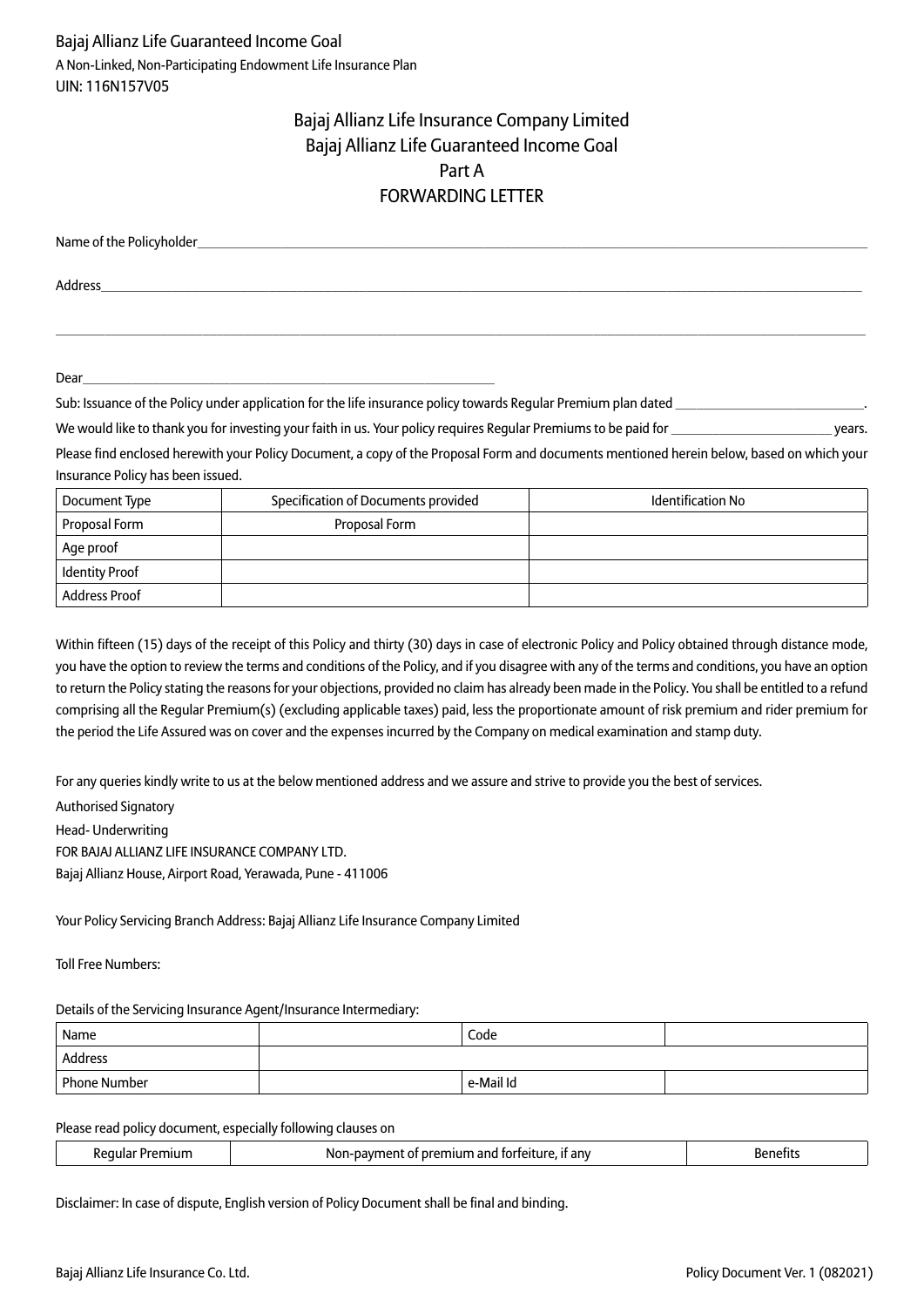Bajaj Allianz Life Guaranteed Income Goal

A Non-Linked, Non-Participating Endowment Life Insurance Plan

UIN: 116N157V05

# Bajaj Allianz Life Insurance Company Limited
## Bajaj Allianz Life Guaranteed Income Goal
## Part A
## FORWARDING LETTER

Name of the Policyholder\_\_\_\_\_\_\_\_\_\_\_\_\_\_\_\_\_\_\_\_\_\_\_\_\_\_\_\_\_\_\_\_\_\_\_\_\_\_\_\_

Address\_\_\_\_\_\_\_\_\_\_\_\_\_\_\_\_\_\_\_\_\_\_\_\_\_\_\_\_\_\_\_\_\_\_\_\_\_\_\_\_\_\_\_\_\_\_\_\_\_\_

\_\_\_\_\_\_\_\_\_\_\_\_\_\_\_\_\_\_\_\_\_\_\_\_\_\_\_\_\_\_\_\_\_\_\_\_\_\_\_\_\_\_\_\_\_\_\_\_\_\_\_\_\_\_\_\_

Dear\_\_\_\_\_\_\_\_\_\_\_\_\_\_\_\_\_\_\_\_\_\_\_\_\_\_\_\_\_\_\_\_

Sub: Issuance of the Policy under application for the life insurance policy towards Regular Premium plan dated \_\_\_\_\_\_\_\_\_\_\_\_\_\_\_\_\_\_\_\_.

We would like to thank you for investing your faith in us. Your policy requires Regular Premiums to be paid for \_\_\_\_\_\_\_\_\_\_\_\_\_\_\_\_ years.

Please find enclosed herewith your Policy Document, a copy of the Proposal Form and documents mentioned herein below, based on which your Insurance Policy has been issued.

| Document Type | Specification of Documents provided | Identification No |
|---|---|---|
| Proposal Form | Proposal Form | |
| Age proof | | |
| Identity Proof | | |
| Address Proof | | |

Within fifteen (15) days of the receipt of this Policy and thirty (30) days in case of electronic Policy and Policy obtained through distance mode, you have the option to review the terms and conditions of the Policy, and if you disagree with any of the terms and conditions, you have an option to return the Policy stating the reasons for your objections, provided no claim has already been made in the Policy. You shall be entitled to a refund comprising all the Regular Premium(s) (excluding applicable taxes) paid, less the proportionate amount of risk premium and rider premium for the period the Life Assured was on cover and the expenses incurred by the Company on medical examination and stamp duty.

For any queries kindly write to us at the below mentioned address and we assure and strive to provide you the best of services.

Authorised Signatory

Head- Underwriting

FOR BAJAJ ALLIANZ LIFE INSURANCE COMPANY LTD.

Bajaj Allianz House, Airport Road, Yerawada, Pune - 411006

Your Policy Servicing Branch Address: Bajaj Allianz Life Insurance Company Limited

Toll Free Numbers:

Details of the Servicing Insurance Agent/Insurance Intermediary:

| Name | | Code | |
|---|---|---|---|
| Address | | | |
| Phone Number | | e-Mail Id | |

Please read policy document, especially following clauses on

| Regular Premium | Non-payment of premium and forfeiture, if any | Benefits |
|---|---|---|

Disclaimer: In case of dispute, English version of Policy Document shall be final and binding.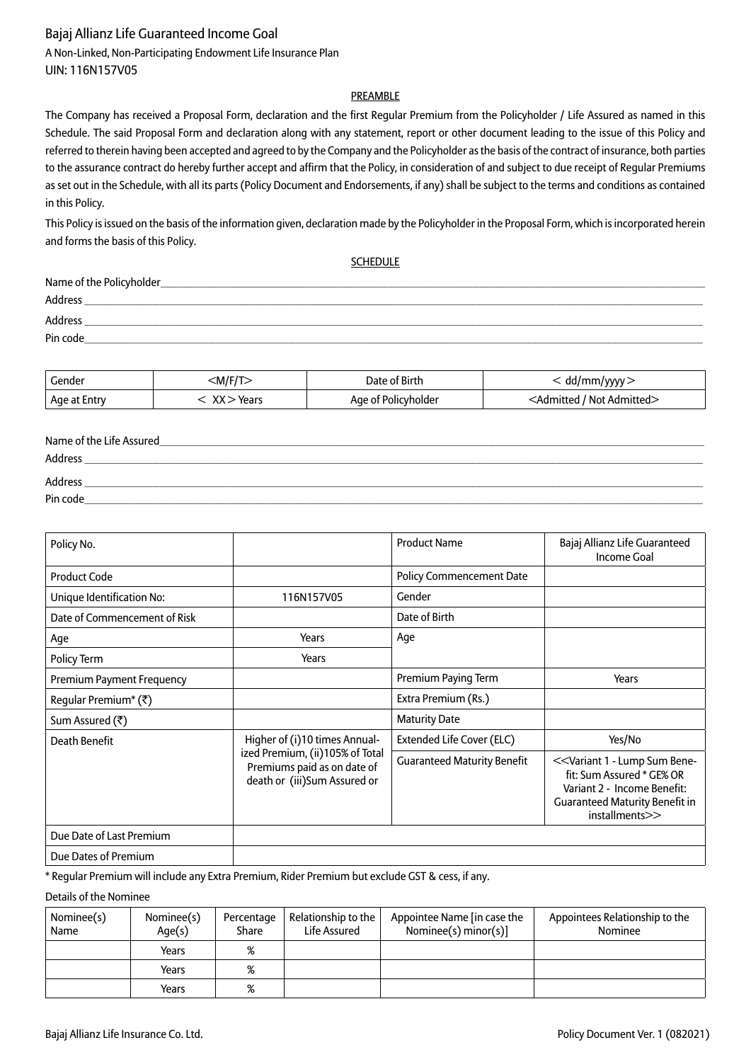Bajaj Allianz Life Guaranteed Income Goal

A Non-Linked, Non-Participating Endowment Life Insurance Plan

UIN: 116N157V05

## PREAMBLE

The Company has received a Proposal Form, declaration and the first Regular Premium from the Policyholder / Life Assured as named in this Schedule. The said Proposal Form and declaration along with any statement, report or other document leading to the issue of this Policy and referred to therein having been accepted and agreed to by the Company and the Policyholder as the basis of the contract of insurance, both parties to the assurance contract do hereby further accept and affirm that the Policy, in consideration of and subject to due receipt of Regular Premiums as set out in the Schedule, with all its parts (Policy Document and Endorsements, if any) shall be subject to the terms and conditions as contained in this Policy.

This Policy is issued on the basis of the information given, declaration made by the Policyholder in the Proposal Form, which is incorporated herein and forms the basis of this Policy.

## SCHEDULE

Name of the Policyholder_______________________________________________

Address _______________________________________________

Address _______________________________________________

Pin code_______________________________________________

| Gender | <M/F/T> | Date of Birth | < dd/mm/yyyy > |
|---|---|---|---|
| Age at Entry | < XX > Years | Age of Policyholder | <Admitted / Not Admitted> |

Name of the Life Assured_______________________________________________

Address _______________________________________________

Address _______________________________________________

Pin code_______________________________________________

| Policy No. | | Product Name | Bajaj Allianz Life Guaranteed Income Goal |
|---|---|---|---|
| Product Code | | Policy Commencement Date | |
| Unique Identification No: | 116N157V05 | Gender | |
| Date of Commencement of Risk | | Date of Birth | |
| Age | Years | Age | |
| Policy Term | Years | | |
| Premium Payment Frequency | | Premium Paying Term | Years |
| Regular Premium* (₹) | | Extra Premium (Rs.) | |
| Sum Assured (₹) | | Maturity Date | |
| Death Benefit | Higher of (i)10 times Annualized Premium, (ii)105% of Total Premiums paid as on date of death or (iii)Sum Assured or | Extended Life Cover (ELC) | Yes/No |
| | | Guaranteed Maturity Benefit | <<Variant 1 - Lump Sum Benefit: Sum Assured * GE% OR Variant 2 - Income Benefit: Guaranteed Maturity Benefit in installments>> |
| Due Date of Last Premium | | | |
| Due Dates of Premium | | | |

* Regular Premium will include any Extra Premium, Rider Premium but exclude GST & cess, if any.

Details of the Nominee

| Nominee(s) Name | Nominee(s) Age(s) | Percentage Share | Relationship to the Life Assured | Appointee Name [in case the Nominee(s) minor(s)] | Appointees Relationship to the Nominee |
|---|---|---|---|---|---|
| | Years | % | | | |
| | Years | % | | | |
| | Years | % | | | |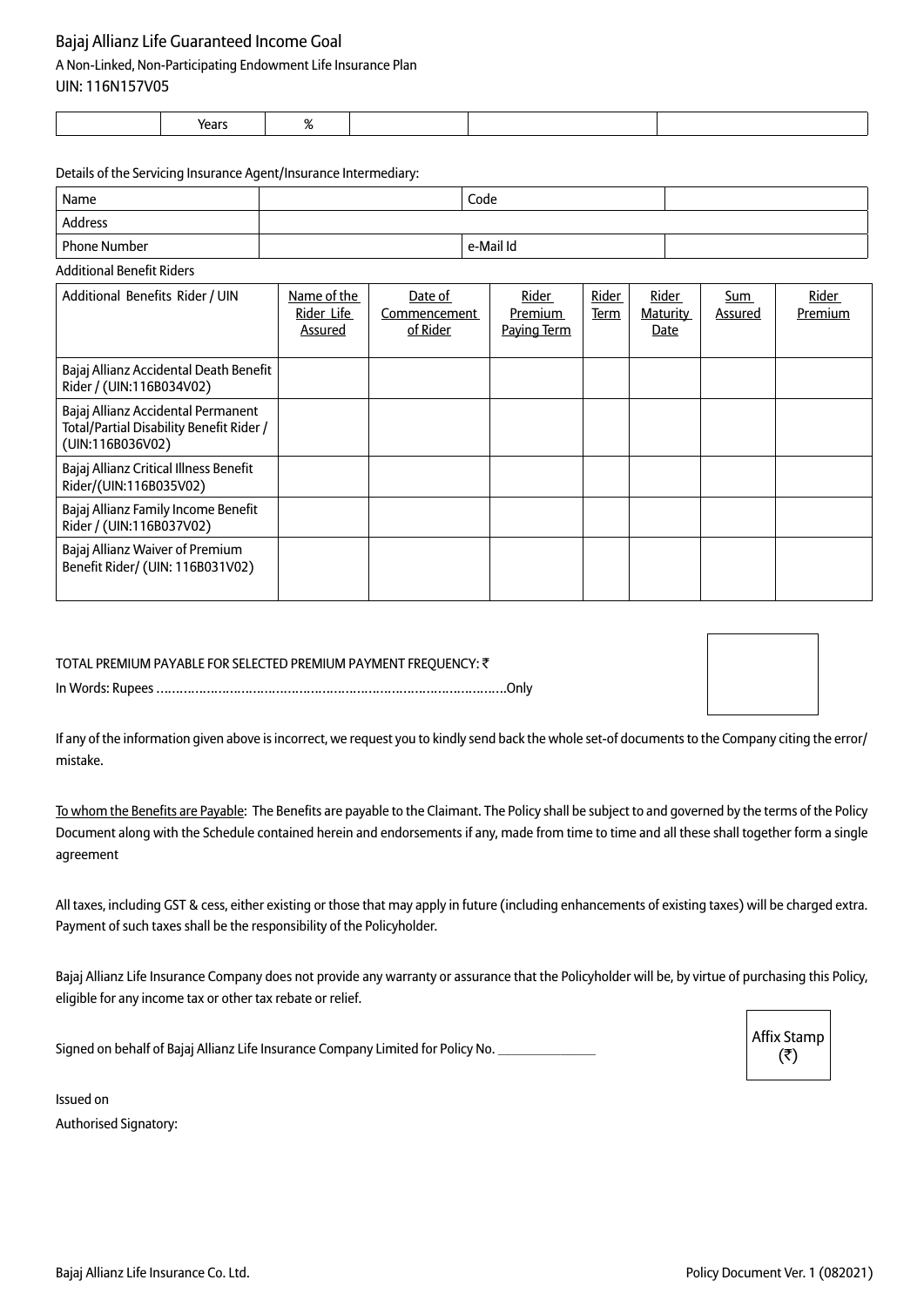Bajaj Allianz Life Guaranteed Income Goal

A Non-Linked, Non-Participating Endowment Life Insurance Plan

UIN: 116N157V05

| | Years | % | | | |
|---|---|---|---|---|---|

Details of the Servicing Insurance Agent/Insurance Intermediary:

| Name | | Code | |
|---|---|---|---|
| Address | | | |
| Phone Number | | e-Mail Id | |

Additional Benefit Riders

| Additional Benefits Rider / UIN | Name of the Rider Life Assured | Date of Commencement of Rider | Rider Premium Paying Term | Rider Term | Rider Maturity Date | Sum Assured | Rider Premium |
|---|---|---|---|---|---|---|---|
| Bajaj Allianz Accidental Death Benefit Rider / (UIN:116B034V02) | | | | | | | |
| Bajaj Allianz Accidental Permanent Total/Partial Disability Benefit Rider / (UIN:116B036V02) | | | | | | | |
| Bajaj Allianz Critical Illness Benefit Rider/(UIN:116B035V02) | | | | | | | |
| Bajaj Allianz Family Income Benefit Rider / (UIN:116B037V02) | | | | | | | |
| Bajaj Allianz Waiver of Premium Benefit Rider/ (UIN: 116B031V02) | | | | | | | |

TOTAL PREMIUM PAYABLE FOR SELECTED PREMIUM PAYMENT FREQUENCY: ₹

In Words: Rupees ……………………………………………………………………………….Only

If any of the information given above is incorrect, we request you to kindly send back the whole set-of documents to the Company citing the error/ mistake.

To whom the Benefits are Payable: The Benefits are payable to the Claimant. The Policy shall be subject to and governed by the terms of the Policy Document along with the Schedule contained herein and endorsements if any, made from time to time and all these shall together form a single agreement

All taxes, including GST & cess, either existing or those that may apply in future (including enhancements of existing taxes) will be charged extra. Payment of such taxes shall be the responsibility of the Policyholder.

Bajaj Allianz Life Insurance Company does not provide any warranty or assurance that the Policyholder will be, by virtue of purchasing this Policy, eligible for any income tax or other tax rebate or relief.

Signed on behalf of Bajaj Allianz Life Insurance Company Limited for Policy No. ______________

Affix Stamp (₹)

Issued on

Authorised Signatory: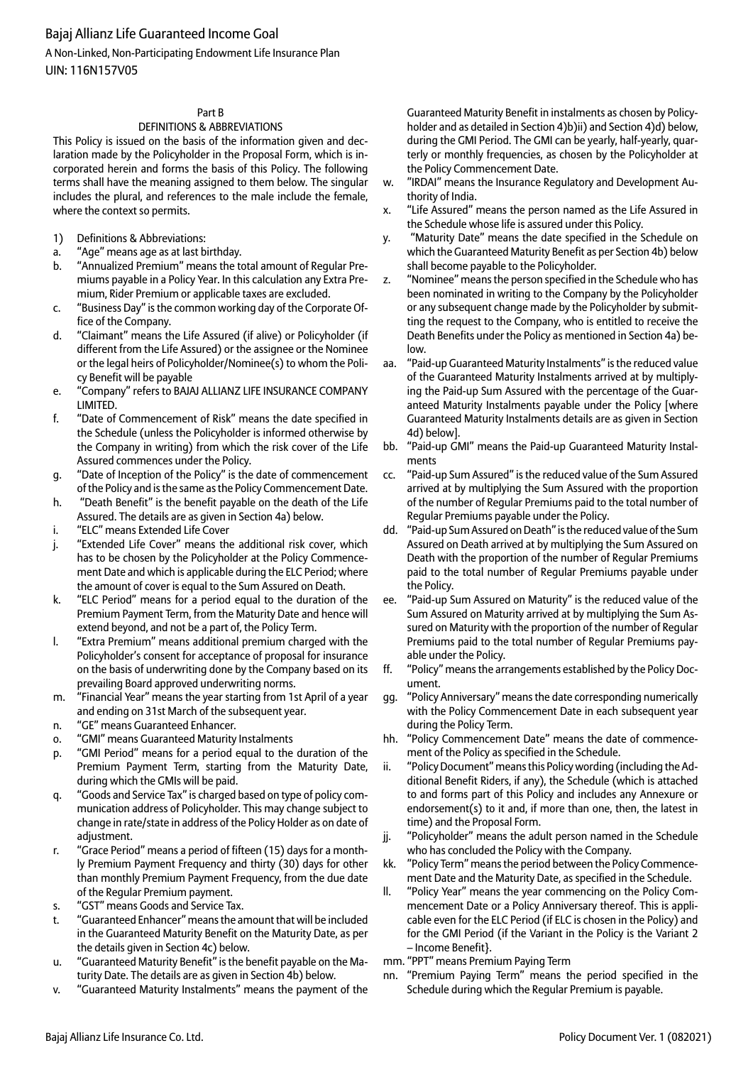# Bajaj Allianz Life Guaranteed Income Goal

A Non-Linked, Non-Participating Endowment Life Insurance Plan

UIN: 116N157V05

## Part B

### DEFINITIONS & ABBREVIATIONS

This Policy is issued on the basis of the information given and declaration made by the Policyholder in the Proposal Form, which is incorporated herein and forms the basis of this Policy. The following terms shall have the meaning assigned to them below. The singular includes the plural, and references to the male include the female, where the context so permits.

1) Definitions & Abbreviations:

a. "Age" means age as at last birthday.
b. "Annualized Premium" means the total amount of Regular Premiums payable in a Policy Year. In this calculation any Extra Premium, Rider Premium or applicable taxes are excluded.
c. "Business Day" is the common working day of the Corporate Office of the Company.
d. "Claimant" means the Life Assured (if alive) or Policyholder (if different from the Life Assured) or the assignee or the Nominee or the legal heirs of Policyholder/Nominee(s) to whom the Policy Benefit will be payable
e. "Company" refers to BAJAJ ALLIANZ LIFE INSURANCE COMPANY LIMITED.
f. "Date of Commencement of Risk" means the date specified in the Schedule (unless the Policyholder is informed otherwise by the Company in writing) from which the risk cover of the Life Assured commences under the Policy.
g. "Date of Inception of the Policy" is the date of commencement of the Policy and is the same as the Policy Commencement Date.
h. "Death Benefit" is the benefit payable on the death of the Life Assured. The details are as given in Section 4a) below.
i. "ELC" means Extended Life Cover
j. "Extended Life Cover" means the additional risk cover, which has to be chosen by the Policyholder at the Policy Commencement Date and which is applicable during the ELC Period; where the amount of cover is equal to the Sum Assured on Death.
k. "ELC Period" means for a period equal to the duration of the Premium Payment Term, from the Maturity Date and hence will extend beyond, and not be a part of, the Policy Term.
l. "Extra Premium" means additional premium charged with the Policyholder's consent for acceptance of proposal for insurance on the basis of underwriting done by the Company based on its prevailing Board approved underwriting norms.
m. "Financial Year" means the year starting from 1st April of a year and ending on 31st March of the subsequent year.
n. "GE" means Guaranteed Enhancer.
o. "GMI" means Guaranteed Maturity Instalments
p. "GMI Period" means for a period equal to the duration of the Premium Payment Term, starting from the Maturity Date, during which the GMIs will be paid.
q. "Goods and Service Tax" is charged based on type of policy communication address of Policyholder. This may change subject to change in rate/state in address of the Policy Holder as on date of adjustment.
r. "Grace Period" means a period of fifteen (15) days for a monthly Premium Payment Frequency and thirty (30) days for other than monthly Premium Payment Frequency, from the due date of the Regular Premium payment.
s. "GST" means Goods and Service Tax.
t. "Guaranteed Enhancer" means the amount that will be included in the Guaranteed Maturity Benefit on the Maturity Date, as per the details given in Section 4c) below.
u. "Guaranteed Maturity Benefit" is the benefit payable on the Maturity Date. The details are as given in Section 4b) below.
v. "Guaranteed Maturity Instalments" means the payment of the Guaranteed Maturity Benefit in instalments as chosen by Policyholder and as detailed in Section 4)b)ii) and Section 4)d) below, during the GMI Period. The GMI can be yearly, half-yearly, quarterly or monthly frequencies, as chosen by the Policyholder at the Policy Commencement Date.
w. "IRDAI" means the Insurance Regulatory and Development Authority of India.
x. "Life Assured" means the person named as the Life Assured in the Schedule whose life is assured under this Policy.
y. "Maturity Date" means the date specified in the Schedule on which the Guaranteed Maturity Benefit as per Section 4b) below shall become payable to the Policyholder.
z. "Nominee" means the person specified in the Schedule who has been nominated in writing to the Company by the Policyholder or any subsequent change made by the Policyholder by submitting the request to the Company, who is entitled to receive the Death Benefits under the Policy as mentioned in Section 4a) below.
aa. "Paid-up Guaranteed Maturity Instalments" is the reduced value of the Guaranteed Maturity Instalments arrived at by multiplying the Paid-up Sum Assured with the percentage of the Guaranteed Maturity Instalments payable under the Policy [where Guaranteed Maturity Instalments details are as given in Section 4d) below].
bb. "Paid-up GMI" means the Paid-up Guaranteed Maturity Instalments
cc. "Paid-up Sum Assured" is the reduced value of the Sum Assured arrived at by multiplying the Sum Assured with the proportion of the number of Regular Premiums paid to the total number of Regular Premiums payable under the Policy.
dd. "Paid-up Sum Assured on Death" is the reduced value of the Sum Assured on Death arrived at by multiplying the Sum Assured on Death with the proportion of the number of Regular Premiums paid to the total number of Regular Premiums payable under the Policy.
ee. "Paid-up Sum Assured on Maturity" is the reduced value of the Sum Assured on Maturity arrived at by multiplying the Sum Assured on Maturity with the proportion of the number of Regular Premiums paid to the total number of Regular Premiums payable under the Policy.
ff. "Policy" means the arrangements established by the Policy Document.
gg. "Policy Anniversary" means the date corresponding numerically with the Policy Commencement Date in each subsequent year during the Policy Term.
hh. "Policy Commencement Date" means the date of commencement of the Policy as specified in the Schedule.
ii. "Policy Document" means this Policy wording (including the Additional Benefit Riders, if any), the Schedule (which is attached to and forms part of this Policy and includes any Annexure or endorsement(s) to it and, if more than one, then, the latest in time) and the Proposal Form.
jj. "Policyholder" means the adult person named in the Schedule who has concluded the Policy with the Company.
kk. "Policy Term" means the period between the Policy Commencement Date and the Maturity Date, as specified in the Schedule.
ll. "Policy Year" means the year commencing on the Policy Commencement Date or a Policy Anniversary thereof. This is applicable even for the ELC Period (if ELC is chosen in the Policy) and for the GMI Period (if the Variant in the Policy is the Variant 2 – Income Benefit}.
mm. "PPT" means Premium Paying Term
nn. "Premium Paying Term" means the period specified in the Schedule during which the Regular Premium is payable.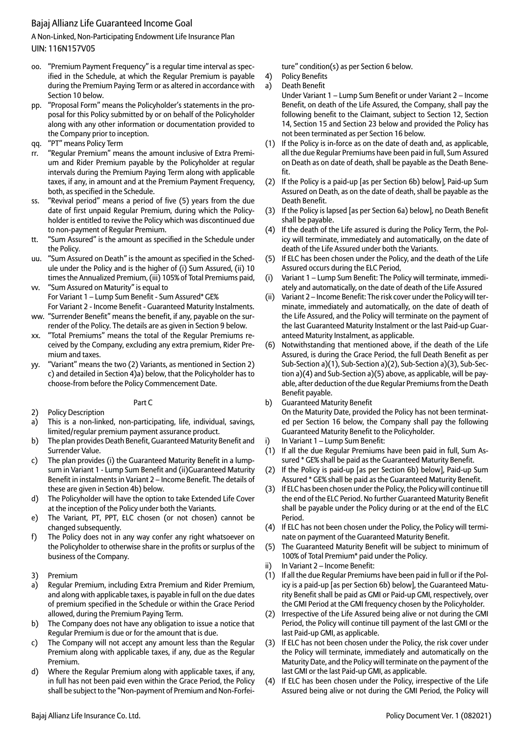oo. "Premium Payment Frequency" is a regular time interval as specified in the Schedule, at which the Regular Premium is payable during the Premium Paying Term or as altered in accordance with Section 10 below.

pp. "Proposal Form" means the Policyholder's statements in the proposal for this Policy submitted by or on behalf of the Policyholder along with any other information or documentation provided to the Company prior to inception.

qq. "PT" means Policy Term

rr. "Regular Premium" means the amount inclusive of Extra Premium and Rider Premium payable by the Policyholder at regular intervals during the Premium Paying Term along with applicable taxes, if any, in amount and at the Premium Payment Frequency, both, as specified in the Schedule.

ss. "Revival period" means a period of five (5) years from the due date of first unpaid Regular Premium, during which the Policyholder is entitled to revive the Policy which was discontinued due to non-payment of Regular Premium.

tt. "Sum Assured" is the amount as specified in the Schedule under the Policy.

uu. "Sum Assured on Death" is the amount as specified in the Schedule under the Policy and is the higher of (i) Sum Assured, (ii) 10 times the Annualized Premium, (iii) 105% of Total Premiums paid,

vv. "Sum Assured on Maturity" is equal to
For Variant 1 – Lump Sum Benefit - Sum Assured* GE%
For Variant 2 - Income Benefit - Guaranteed Maturity Instalments.

ww. "Surrender Benefit" means the benefit, if any, payable on the surrender of the Policy. The details are as given in Section 9 below.

xx. "Total Premiums" means the total of the Regular Premiums received by the Company, excluding any extra premium, Rider Premium and taxes.

yy. "Variant" means the two (2) Variants, as mentioned in Section 2) c) and detailed in Section 4)a) below, that the Policyholder has to choose-from before the Policy Commencement Date.

Part C

2) Policy Description

a) This is a non-linked, non-participating, life, individual, savings, limited/regular premium payment assurance product.

b) The plan provides Death Benefit, Guaranteed Maturity Benefit and Surrender Value.

c) The plan provides (i) the Guaranteed Maturity Benefit in a lump-sum in Variant 1 - Lump Sum Benefit and (ii)Guaranteed Maturity Benefit in instalments in Variant 2 – Income Benefit. The details of these are given in Section 4b) below.

d) The Policyholder will have the option to take Extended Life Cover at the inception of the Policy under both the Variants.

e) The Variant, PT, PPT, ELC chosen (or not chosen) cannot be changed subsequently.

f) The Policy does not in any way confer any right whatsoever on the Policyholder to otherwise share in the profits or surplus of the business of the Company.

3) Premium

a) Regular Premium, including Extra Premium and Rider Premium, and along with applicable taxes, is payable in full on the due dates of premium specified in the Schedule or within the Grace Period allowed, during the Premium Paying Term.

b) The Company does not have any obligation to issue a notice that Regular Premium is due or for the amount that is due.

c) The Company will not accept any amount less than the Regular Premium along with applicable taxes, if any, due as the Regular Premium.

d) Where the Regular Premium along with applicable taxes, if any, in full has not been paid even within the Grace Period, the Policy shall be subject to the "Non-payment of Premium and Non-Forfeiture" condition(s) as per Section 6 below.

4) Policy Benefits

a) Death Benefit

Under Variant 1 – Lump Sum Benefit or under Variant 2 – Income Benefit, on death of the Life Assured, the Company, shall pay the following benefit to the Claimant, subject to Section 12, Section 14, Section 15 and Section 23 below and provided the Policy has not been terminated as per Section 16 below.

(1) If the Policy is in-force as on the date of death and, as applicable, all the due Regular Premiums have been paid in full, Sum Assured on Death as on date of death, shall be payable as the Death Benefit.

(2) If the Policy is a paid-up [as per Section 6b) below], Paid-up Sum Assured on Death, as on the date of death, shall be payable as the Death Benefit.

(3) If the Policy is lapsed [as per Section 6a) below], no Death Benefit shall be payable.

(4) If the death of the Life assured is during the Policy Term, the Policy will terminate, immediately and automatically, on the date of death of the Life Assured under both the Variants.

(5) If ELC has been chosen under the Policy, and the death of the Life Assured occurs during the ELC Period,

(i) Variant 1 – Lump Sum Benefit: The Policy will terminate, immediately and automatically, on the date of death of the Life Assured

(ii) Variant 2 – Income Benefit: The risk cover under the Policy will terminate, immediately and automatically, on the date of death of the Life Assured, and the Policy will terminate on the payment of the last Guaranteed Maturity Instalment or the last Paid-up Guaranteed Maturity Instalment, as applicable.

(6) Notwithstanding that mentioned above, if the death of the Life Assured, is during the Grace Period, the full Death Benefit as per Sub-Section a)(1), Sub-Section a)(2), Sub-Section a)(3), Sub-Section a)(4) and Sub-Section a)(5) above, as applicable, will be payable, after deduction of the due Regular Premiums from the Death Benefit payable.

b) Guaranteed Maturity Benefit

On the Maturity Date, provided the Policy has not been terminated per Section 16 below, the Company shall pay the following Guaranteed Maturity Benefit to the Policyholder.

i) In Variant 1 – Lump Sum Benefit:

(1) If all the due Regular Premiums have been paid in full, Sum Assured * GE% shall be paid as the Guaranteed Maturity Benefit.

(2) If the Policy is paid-up [as per Section 6b) below], Paid-up Sum Assured * GE% shall be paid as the Guaranteed Maturity Benefit.

(3) If ELC has been chosen under the Policy, the Policy will continue till the end of the ELC Period. No further Guaranteed Maturity Benefit shall be payable under the Policy during or at the end of the ELC Period.

(4) If ELC has not been chosen under the Policy, the Policy will terminate on payment of the Guaranteed Maturity Benefit.

(5) The Guaranteed Maturity Benefit will be subject to minimum of 100% of Total Premium* paid under the Policy.

ii) In Variant 2 – Income Benefit:

(1) If all the due Regular Premiums have been paid in full or if the Policy is a paid-up [as per Section 6b) below], the Guaranteed Maturity Benefit shall be paid as GMI or Paid-up GMI, respectively, over the GMI Period at the GMI frequency chosen by the Policyholder.

(2) Irrespective of the Life Assured being alive or not during the GMI Period, the Policy will continue till payment of the last GMI or the last Paid-up GMI, as applicable.

(3) If ELC has not been chosen under the Policy, the risk cover under the Policy will terminate, immediately and automatically on the Maturity Date, and the Policy will terminate on the payment of the last GMI or the last Paid-up GMI, as applicable.

(4) If ELC has been chosen under the Policy, irrespective of the Life Assured being alive or not during the GMI Period, the Policy will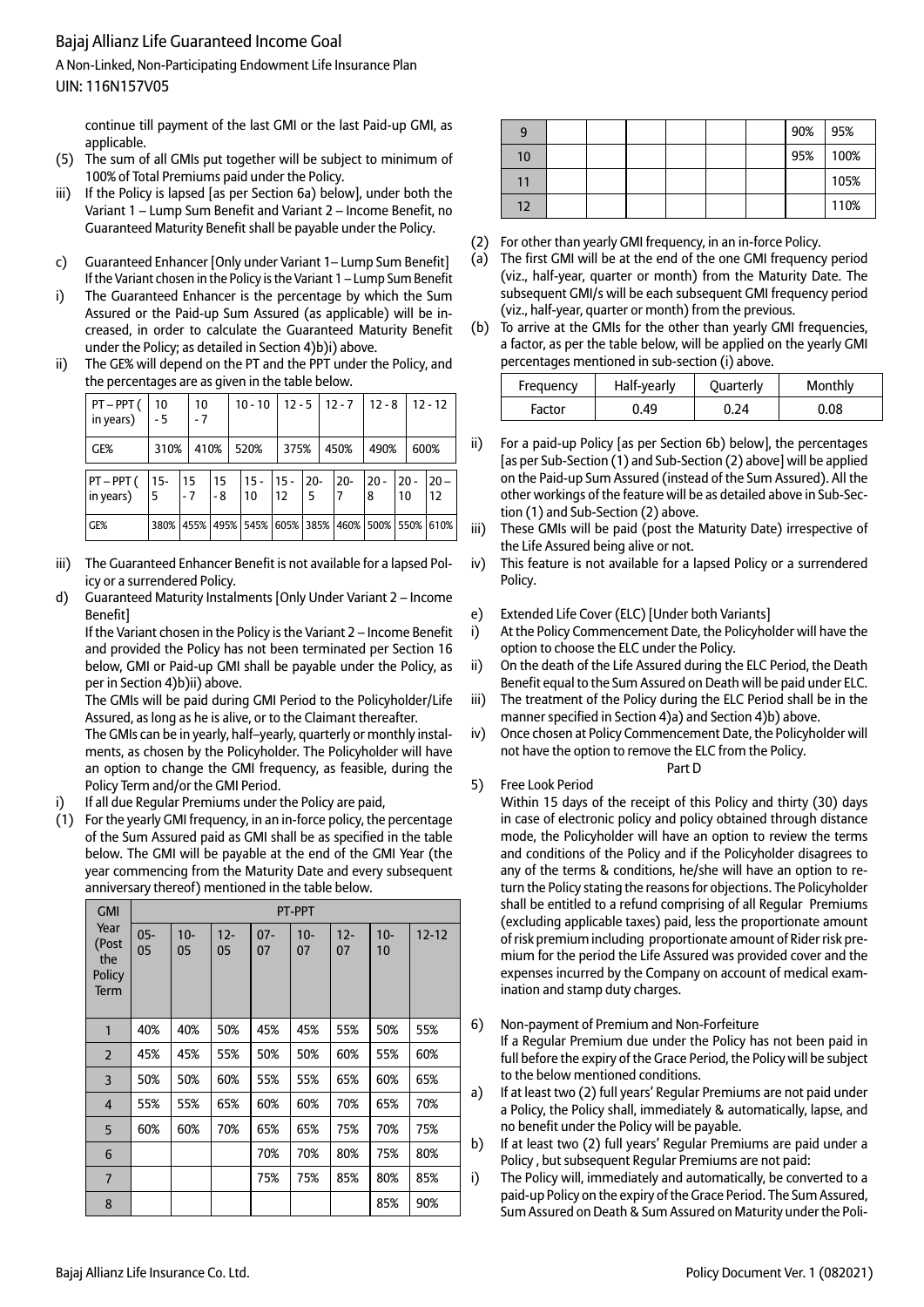continue till payment of the last GMI or the last Paid-up GMI, as applicable.

(5) The sum of all GMIs put together will be subject to minimum of 100% of Total Premiums paid under the Policy.

iii) If the Policy is lapsed [as per Section 6a) below], under both the Variant 1 – Lump Sum Benefit and Variant 2 – Income Benefit, no Guaranteed Maturity Benefit shall be payable under the Policy.

c) Guaranteed Enhancer [Only under Variant 1– Lump Sum Benefit]
If the Variant chosen in the Policy is the Variant 1 – Lump Sum Benefit

i) The Guaranteed Enhancer is the percentage by which the Sum Assured or the Paid-up Sum Assured (as applicable) will be increased, in order to calculate the Guaranteed Maturity Benefit under the Policy; as detailed in Section 4)b)i) above.

ii) The GE% will depend on the PT and the PPT under the Policy, and the percentages are as given in the table below.

| PT – PPT ( in years) | 10 - 5 | 10 - 7 | 10 - 10 | 12 - 5 | 12 - 7 | 12 - 8 | 12 - 12 |
|---|---|---|---|---|---|---|---|
| GE% | 310% | 410% | 520% | 375% | 450% | 490% | 600% |

| PT – PPT ( in years) | 15-5 | 15 - 7 | 15 - 8 | 15 - 10 | 15 - 12 | 20-5 | 20-7 | 20 - 8 | 20 - 10 | 20 – 12 |
|---|---|---|---|---|---|---|---|---|---|---|
| GE% | 380% | 455% | 495% | 545% | 605% | 385% | 460% | 500% | 550% | 610% |

iii) The Guaranteed Enhancer Benefit is not available for a lapsed Policy or a surrendered Policy.

d) Guaranteed Maturity Instalments [Only Under Variant 2 – Income Benefit]
If the Variant chosen in the Policy is the Variant 2 – Income Benefit and provided the Policy has not been terminated per Section 16 below, GMI or Paid-up GMI shall be payable under the Policy, as per in Section 4)b)ii) above.
The GMIs will be paid during GMI Period to the Policyholder/Life Assured, as long as he is alive, or to the Claimant thereafter.
The GMIs can be in yearly, half–yearly, quarterly or monthly instalments, as chosen by the Policyholder. The Policyholder will have an option to change the GMI frequency, as feasible, during the Policy Term and/or the GMI Period.

i) If all due Regular Premiums under the Policy are paid,

(1) For the yearly GMI frequency, in an in-force policy, the percentage of the Sum Assured paid as GMI shall be as specified in the table below. The GMI will be payable at the end of the GMI Year (the year commencing from the Maturity Date and every subsequent anniversary thereof) mentioned in the table below.

| GMI Year (Post the Policy Term | PT-PPT | | | | | | | |
|---|---|---|---|---|---|---|---|---|
| | 05-05 | 10-05 | 12-05 | 07-07 | 10-07 | 12-07 | 10-10 | 12-12 |
| 1 | 40% | 40% | 50% | 45% | 45% | 55% | 50% | 55% |
| 2 | 45% | 45% | 55% | 50% | 50% | 60% | 55% | 60% |
| 3 | 50% | 50% | 60% | 55% | 55% | 65% | 60% | 65% |
| 4 | 55% | 55% | 65% | 60% | 60% | 70% | 65% | 70% |
| 5 | 60% | 60% | 70% | 65% | 65% | 75% | 70% | 75% |
| 6 | | | | 70% | 70% | 80% | 75% | 80% |
| 7 | | | | 75% | 75% | 85% | 80% | 85% |
| 8 | | | | | | | 85% | 90% |
| 9 | | | | | | | 90% | 95% |
| 10 | | | | | | | 95% | 100% |
| 11 | | | | | | | | 105% |
| 12 | | | | | | | | 110% |

(2) For other than yearly GMI frequency, in an in-force Policy.

(a) The first GMI will be at the end of the one GMI frequency period (viz., half-year, quarter or month) from the Maturity Date. The subsequent GMI/s will be each subsequent GMI frequency period (viz., half-year, quarter or month) from the previous.

(b) To arrive at the GMIs for the other than yearly GMI frequencies, a factor, as per the table below, will be applied on the yearly GMI percentages mentioned in sub-section (i) above.

| Frequency | Half-yearly | Quarterly | Monthly |
|---|---|---|---|
| Factor | 0.49 | 0.24 | 0.08 |

ii) For a paid-up Policy [as per Section 6b) below], the percentages [as per Sub-Section (1) and Sub-Section (2) above] will be applied on the Paid-up Sum Assured (instead of the Sum Assured). All the other workings of the feature will be as detailed above in Sub-Section (1) and Sub-Section (2) above.

iii) These GMIs will be paid (post the Maturity Date) irrespective of the Life Assured being alive or not.

iv) This feature is not available for a lapsed Policy or a surrendered Policy.

e) Extended Life Cover (ELC) [Under both Variants]

i) At the Policy Commencement Date, the Policyholder will have the option to choose the ELC under the Policy.

ii) On the death of the Life Assured during the ELC Period, the Death Benefit equal to the Sum Assured on Death will be paid under ELC.

iii) The treatment of the Policy during the ELC Period shall be in the manner specified in Section 4)a) and Section 4)b) above.

iv) Once chosen at Policy Commencement Date, the Policyholder will not have the option to remove the ELC from the Policy.

## Part D

5) Free Look Period
Within 15 days of the receipt of this Policy and thirty (30) days in case of electronic policy and policy obtained through distance mode, the Policyholder will have an option to review the terms and conditions of the Policy and if the Policyholder disagrees to any of the terms & conditions, he/she will have an option to return the Policy stating the reasons for objections. The Policyholder shall be entitled to a refund comprising of all Regular Premiums (excluding applicable taxes) paid, less the proportionate amount of risk premium including proportionate amount of Rider risk premium for the period the Life Assured was provided cover and the expenses incurred by the Company on account of medical examination and stamp duty charges.

6) Non-payment of Premium and Non-Forfeiture
If a Regular Premium due under the Policy has not been paid in full before the expiry of the Grace Period, the Policy will be subject to the below mentioned conditions.

a) If at least two (2) full years' Regular Premiums are not paid under a Policy, the Policy shall, immediately & automatically, lapse, and no benefit under the Policy will be payable.

b) If at least two (2) full years' Regular Premiums are paid under a Policy , but subsequent Regular Premiums are not paid:

i) The Policy will, immediately and automatically, be converted to a paid-up Policy on the expiry of the Grace Period. The Sum Assured, Sum Assured on Death & Sum Assured on Maturity under the Poli-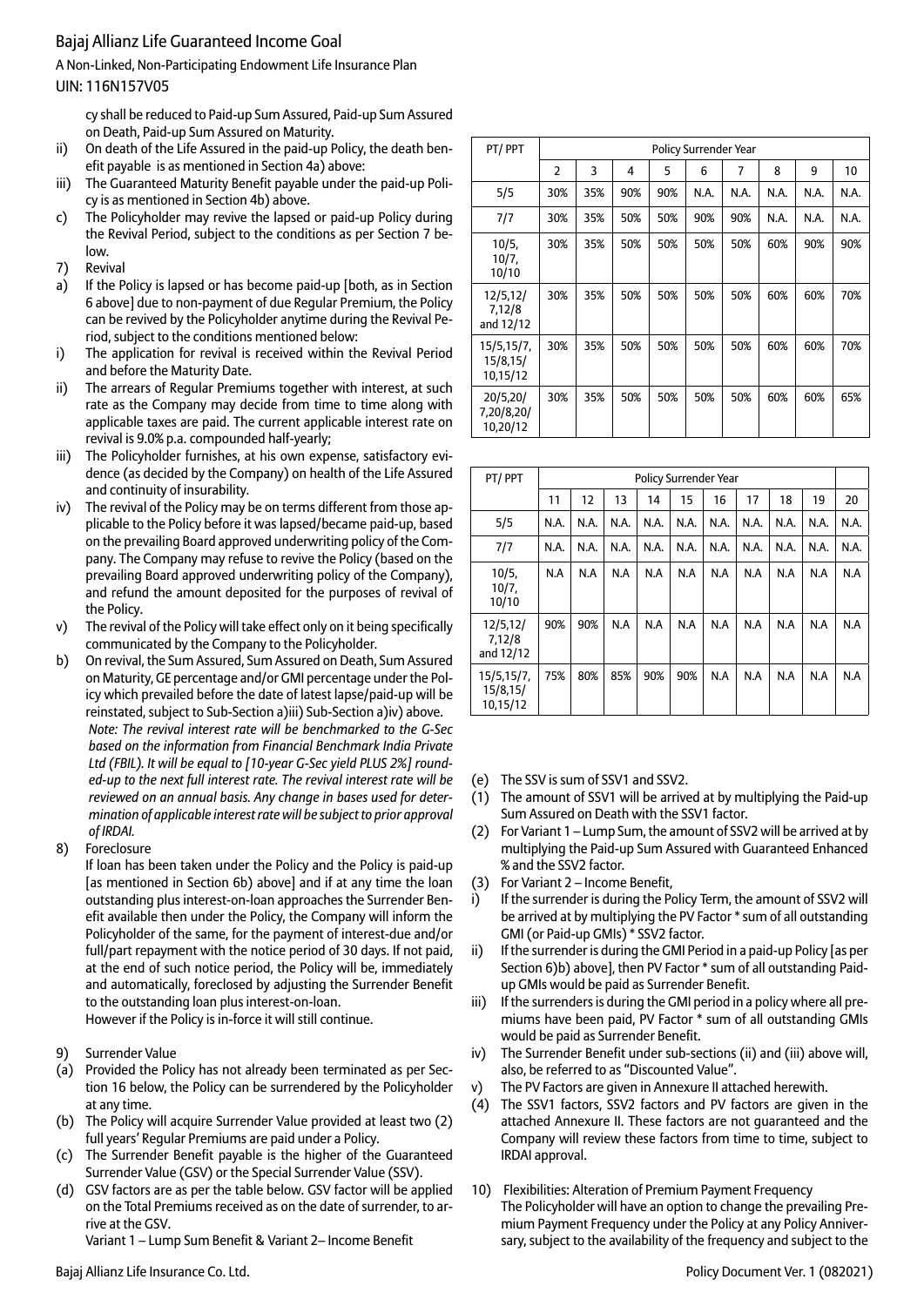cy shall be reduced to Paid-up Sum Assured, Paid-up Sum Assured on Death, Paid-up Sum Assured on Maturity.

ii) On death of the Life Assured in the paid-up Policy, the death benefit payable is as mentioned in Section 4a) above:

iii) The Guaranteed Maturity Benefit payable under the paid-up Policy is as mentioned in Section 4b) above.

c) The Policyholder may revive the lapsed or paid-up Policy during the Revival Period, subject to the conditions as per Section 7 below.

7) Revival

a) If the Policy is lapsed or has become paid-up [both, as in Section 6 above] due to non-payment of due Regular Premium, the Policy can be revived by the Policyholder anytime during the Revival Period, subject to the conditions mentioned below:

i) The application for revival is received within the Revival Period and before the Maturity Date.

ii) The arrears of Regular Premiums together with interest, at such rate as the Company may decide from time to time along with applicable taxes are paid. The current applicable interest rate on revival is 9.0% p.a. compounded half-yearly;

iii) The Policyholder furnishes, at his own expense, satisfactory evidence (as decided by the Company) on health of the Life Assured and continuity of insurability.

iv) The revival of the Policy may be on terms different from those applicable to the Policy before it was lapsed/became paid-up, based on the prevailing Board approved underwriting policy of the Company. The Company may refuse to revive the Policy (based on the prevailing Board approved underwriting policy of the Company), and refund the amount deposited for the purposes of revival of the Policy.

v) The revival of the Policy will take effect only on it being specifically communicated by the Company to the Policyholder.

b) On revival, the Sum Assured, Sum Assured on Death, Sum Assured on Maturity, GE percentage and/or GMI percentage under the Policy which prevailed before the date of latest lapse/paid-up will be reinstated, subject to Sub-Section a)iii) Sub-Section a)iv) above.

*Note: The revival interest rate will be benchmarked to the G-Sec based on the information from Financial Benchmark India Private Ltd (FBIL). It will be equal to [10-year G-Sec yield PLUS 2%] rounded-up to the next full interest rate. The revival interest rate will be reviewed on an annual basis. Any change in bases used for determination of applicable interest rate will be subject to prior approval of IRDAI.*

8) Foreclosure

If loan has been taken under the Policy and the Policy is paid-up [as mentioned in Section 6b) above] and if at any time the loan outstanding plus interest-on-loan approaches the Surrender Benefit available then under the Policy, the Company will inform the Policyholder of the same, for the payment of interest-due and/or full/part repayment with the notice period of 30 days. If not paid, at the end of such notice period, the Policy will be, immediately and automatically, foreclosed by adjusting the Surrender Benefit to the outstanding loan plus interest-on-loan.

However if the Policy is in-force it will still continue.

9) Surrender Value

(a) Provided the Policy has not already been terminated as per Section 16 below, the Policy can be surrendered by the Policyholder at any time.

(b) The Policy will acquire Surrender Value provided at least two (2) full years' Regular Premiums are paid under a Policy.

(c) The Surrender Benefit payable is the higher of the Guaranteed Surrender Value (GSV) or the Special Surrender Value (SSV).

(d) GSV factors are as per the table below. GSV factor will be applied on the Total Premiums received as on the date of surrender, to arrive at the GSV.

Variant 1 – Lump Sum Benefit & Variant 2– Income Benefit

| PT/ PPT | Policy Surrender Year | | | | | | | | |
|---|---|---|---|---|---|---|---|---|---|
| | 2 | 3 | 4 | 5 | 6 | 7 | 8 | 9 | 10 |
| 5/5 | 30% | 35% | 90% | 90% | N.A. | N.A. | N.A. | N.A. | N.A. |
| 7/7 | 30% | 35% | 50% | 50% | 90% | 90% | N.A. | N.A. | N.A. |
| 10/5, 10/7, 10/10 | 30% | 35% | 50% | 50% | 50% | 50% | 60% | 90% | 90% |
| 12/5,12/7,12/8 and 12/12 | 30% | 35% | 50% | 50% | 50% | 50% | 60% | 60% | 70% |
| 15/5,15/7, 15/8,15/10,15/12 | 30% | 35% | 50% | 50% | 50% | 50% | 60% | 60% | 70% |
| 20/5,20/7,20/8,20/10,20/12 | 30% | 35% | 50% | 50% | 50% | 50% | 60% | 60% | 65% |

| PT/ PPT | Policy Surrender Year | | | | | | | | | |
|---|---|---|---|---|---|---|---|---|---|---|
| | 11 | 12 | 13 | 14 | 15 | 16 | 17 | 18 | 19 | 20 |
| 5/5 | N.A. | N.A. | N.A. | N.A. | N.A. | N.A. | N.A. | N.A. | N.A. | N.A. |
| 7/7 | N.A. | N.A. | N.A. | N.A. | N.A. | N.A. | N.A. | N.A. | N.A. | N.A. |
| 10/5, 10/7, 10/10 | N.A | N.A | N.A | N.A | N.A | N.A | N.A | N.A | N.A | N.A |
| 12/5,12/7,12/8 and 12/12 | 90% | 90% | N.A | N.A | N.A | N.A | N.A | N.A | N.A | N.A |
| 15/5,15/7, 15/8,15/10,15/12 | 75% | 80% | 85% | 90% | 90% | N.A | N.A | N.A | N.A | N.A |

(e) The SSV is sum of SSV1 and SSV2.

(1) The amount of SSV1 will be arrived at by multiplying the Paid-up Sum Assured on Death with the SSV1 factor.

(2) For Variant 1 – Lump Sum, the amount of SSV2 will be arrived at by multiplying the Paid-up Sum Assured with Guaranteed Enhanced % and the SSV2 factor.

(3) For Variant 2 – Income Benefit,

i) If the surrender is during the Policy Term, the amount of SSV2 will be arrived at by multiplying the PV Factor * sum of all outstanding GMI (or Paid-up GMIs) * SSV2 factor.

ii) If the surrender is during the GMI Period in a paid-up Policy [as per Section 6)b) above], then PV Factor * sum of all outstanding Paid-up GMIs would be paid as Surrender Benefit.

iii) If the surrenders is during the GMI period in a policy where all premiums have been paid, PV Factor * sum of all outstanding GMIs would be paid as Surrender Benefit.

iv) The Surrender Benefit under sub-sections (ii) and (iii) above will, also, be referred to as "Discounted Value".

v) The PV Factors are given in Annexure II attached herewith.

(4) The SSV1 factors, SSV2 factors and PV factors are given in the attached Annexure II. These factors are not guaranteed and the Company will review these factors from time to time, subject to IRDAI approval.

10) Flexibilities: Alteration of Premium Payment Frequency

The Policyholder will have an option to change the prevailing Premium Payment Frequency under the Policy at any Policy Anniversary, subject to the availability of the frequency and subject to the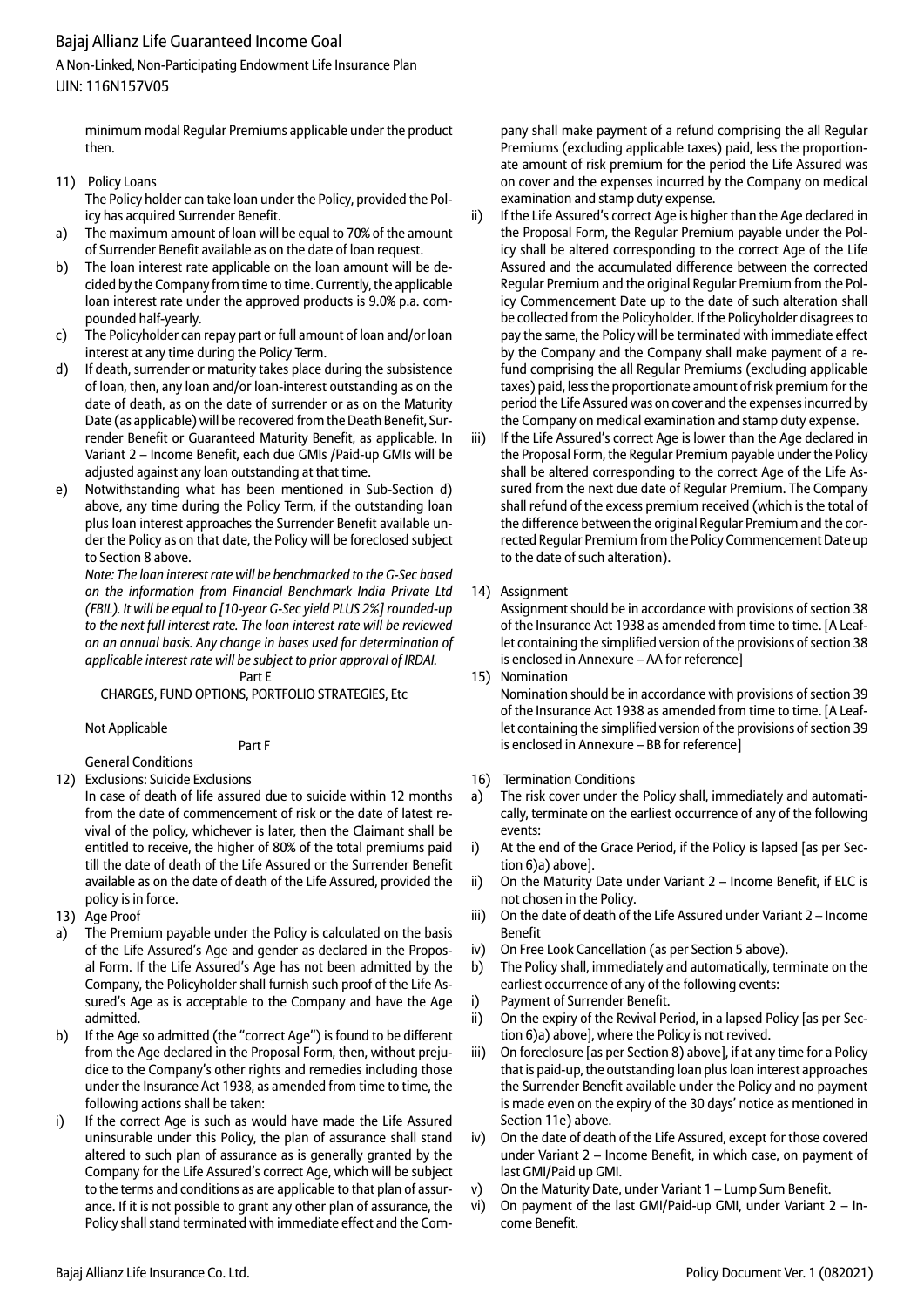minimum modal Regular Premiums applicable under the product then.

11) Policy Loans

The Policy holder can take loan under the Policy, provided the Policy has acquired Surrender Benefit.

a) The maximum amount of loan will be equal to 70% of the amount of Surrender Benefit available as on the date of loan request.
b) The loan interest rate applicable on the loan amount will be decided by the Company from time to time. Currently, the applicable loan interest rate under the approved products is 9.0% p.a. compounded half-yearly.
c) The Policyholder can repay part or full amount of loan and/or loan interest at any time during the Policy Term.
d) If death, surrender or maturity takes place during the subsistence of loan, then, any loan and/or loan-interest outstanding as on the date of death, as on the date of surrender or as on the Maturity Date (as applicable) will be recovered from the Death Benefit, Surrender Benefit or Guaranteed Maturity Benefit, as applicable. In Variant 2 – Income Benefit, each due GMIs /Paid-up GMIs will be adjusted against any loan outstanding at that time.
e) Notwithstanding what has been mentioned in Sub-Section d) above, any time during the Policy Term, if the outstanding loan plus loan interest approaches the Surrender Benefit available under the Policy as on that date, the Policy will be foreclosed subject to Section 8 above.

*Note: The loan interest rate will be benchmarked to the G-Sec based on the information from Financial Benchmark India Private Ltd (FBIL). It will be equal to [10-year G-Sec yield PLUS 2%] rounded-up to the next full interest rate. The loan interest rate will be reviewed on an annual basis. Any change in bases used for determination of applicable interest rate will be subject to prior approval of IRDAI.*

## Part E

CHARGES, FUND OPTIONS, PORTFOLIO STRATEGIES, Etc

Not Applicable

## Part F

General Conditions

12) Exclusions: Suicide Exclusions

In case of death of life assured due to suicide within 12 months from the date of commencement of risk or the date of latest revival of the policy, whichever is later, then the Claimant shall be entitled to receive, the higher of 80% of the total premiums paid till the date of death of the Life Assured or the Surrender Benefit available as on the date of death of the Life Assured, provided the policy is in force.

13) Age Proof

a) The Premium payable under the Policy is calculated on the basis of the Life Assured's Age and gender as declared in the Proposal Form. If the Life Assured's Age has not been admitted by the Company, the Policyholder shall furnish such proof of the Life Assured's Age as is acceptable to the Company and have the Age admitted.
b) If the Age so admitted (the "correct Age") is found to be different from the Age declared in the Proposal Form, then, without prejudice to the Company's other rights and remedies including those under the Insurance Act 1938, as amended from time to time, the following actions shall be taken:
i) If the correct Age is such as would have made the Life Assured uninsurable under this Policy, the plan of assurance shall stand altered to such plan of assurance as is generally granted by the Company for the Life Assured's correct Age, which will be subject to the terms and conditions as are applicable to that plan of assurance. If it is not possible to grant any other plan of assurance, the Policy shall stand terminated with immediate effect and the Company shall make payment of a refund comprising the all Regular Premiums (excluding applicable taxes) paid, less the proportionate amount of risk premium for the period the Life Assured was on cover and the expenses incurred by the Company on medical examination and stamp duty expense.
ii) If the Life Assured's correct Age is higher than the Age declared in the Proposal Form, the Regular Premium payable under the Policy shall be altered corresponding to the correct Age of the Life Assured and the accumulated difference between the corrected Regular Premium and the original Regular Premium from the Policy Commencement Date up to the date of such alteration shall be collected from the Policyholder. If the Policyholder disagrees to pay the same, the Policy will be terminated with immediate effect by the Company and the Company shall make payment of a refund comprising the all Regular Premiums (excluding applicable taxes) paid, less the proportionate amount of risk premium for the period the Life Assured was on cover and the expenses incurred by the Company on medical examination and stamp duty expense.
iii) If the Life Assured's correct Age is lower than the Age declared in the Proposal Form, the Regular Premium payable under the Policy shall be altered corresponding to the correct Age of the Life Assured from the next due date of Regular Premium. The Company shall refund of the excess premium received (which is the total of the difference between the original Regular Premium and the corrected Regular Premium from the Policy Commencement Date up to the date of such alteration).

14) Assignment

Assignment should be in accordance with provisions of section 38 of the Insurance Act 1938 as amended from time to time. [A Leaflet containing the simplified version of the provisions of section 38 is enclosed in Annexure – AA for reference]

15) Nomination

Nomination should be in accordance with provisions of section 39 of the Insurance Act 1938 as amended from time to time. [A Leaflet containing the simplified version of the provisions of section 39 is enclosed in Annexure – BB for reference]

16) Termination Conditions

a) The risk cover under the Policy shall, immediately and automatically, terminate on the earliest occurrence of any of the following events:
i) At the end of the Grace Period, if the Policy is lapsed [as per Section 6)a) above].
ii) On the Maturity Date under Variant 2 – Income Benefit, if ELC is not chosen in the Policy.
iii) On the date of death of the Life Assured under Variant 2 – Income Benefit
iv) On Free Look Cancellation (as per Section 5 above).
b) The Policy shall, immediately and automatically, terminate on the earliest occurrence of any of the following events:
i) Payment of Surrender Benefit.
ii) On the expiry of the Revival Period, in a lapsed Policy [as per Section 6)a) above], where the Policy is not revived.
iii) On foreclosure [as per Section 8) above], if at any time for a Policy that is paid-up, the outstanding loan plus loan interest approaches the Surrender Benefit available under the Policy and no payment is made even on the expiry of the 30 days' notice as mentioned in Section 11e) above.
iv) On the date of death of the Life Assured, except for those covered under Variant 2 – Income Benefit, in which case, on payment of last GMI/Paid up GMI.
v) On the Maturity Date, under Variant 1 – Lump Sum Benefit.
vi) On payment of the last GMI/Paid-up GMI, under Variant 2 – Income Benefit.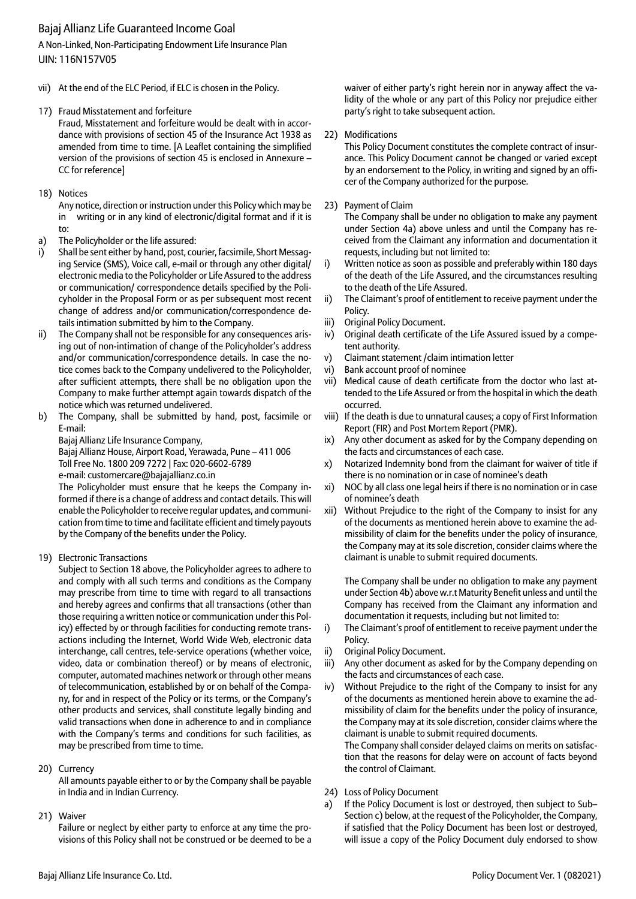vii) At the end of the ELC Period, if ELC is chosen in the Policy.

17) Fraud Misstatement and forfeiture

Fraud, Misstatement and forfeiture would be dealt with in accordance with provisions of section 45 of the Insurance Act 1938 as amended from time to time. [A Leaflet containing the simplified version of the provisions of section 45 is enclosed in Annexure – CC for reference]

18) Notices

Any notice, direction or instruction under this Policy which may be in writing or in any kind of electronic/digital format and if it is to:

a) The Policyholder or the life assured:

i) Shall be sent either by hand, post, courier, facsimile, Short Messaging Service (SMS), Voice call, e-mail or through any other digital/ electronic media to the Policyholder or Life Assured to the address or communication/ correspondence details specified by the Policyholder in the Proposal Form or as per subsequent most recent change of address and/or communication/correspondence details intimation submitted by him to the Company.

ii) The Company shall not be responsible for any consequences arising out of non-intimation of change of the Policyholder's address and/or communication/correspondence details. In case the notice comes back to the Company undelivered to the Policyholder, after sufficient attempts, there shall be no obligation upon the Company to make further attempt again towards dispatch of the notice which was returned undelivered.

b) The Company, shall be submitted by hand, post, facsimile or E-mail:

Bajaj Allianz Life Insurance Company,
Bajaj Allianz House, Airport Road, Yerawada, Pune – 411 006
Toll Free No. 1800 209 7272 | Fax: 020-6602-6789
e-mail: customercare@bajajallianz.co.in

The Policyholder must ensure that he keeps the Company informed if there is a change of address and contact details. This will enable the Policyholder to receive regular updates, and communication from time to time and facilitate efficient and timely payouts by the Company of the benefits under the Policy.

19) Electronic Transactions

Subject to Section 18 above, the Policyholder agrees to adhere to and comply with all such terms and conditions as the Company may prescribe from time to time with regard to all transactions and hereby agrees and confirms that all transactions (other than those requiring a written notice or communication under this Policy) effected by or through facilities for conducting remote transactions including the Internet, World Wide Web, electronic data interchange, call centres, tele-service operations (whether voice, video, data or combination thereof) or by means of electronic, computer, automated machines network or through other means of telecommunication, established by or on behalf of the Company, for and in respect of the Policy or its terms, or the Company's other products and services, shall constitute legally binding and valid transactions when done in adherence to and in compliance with the Company's terms and conditions for such facilities, as may be prescribed from time to time.

20) Currency

All amounts payable either to or by the Company shall be payable in India and in Indian Currency.

21) Waiver

Failure or neglect by either party to enforce at any time the provisions of this Policy shall not be construed or be deemed to be a waiver of either party's right herein nor in anyway affect the validity of the whole or any part of this Policy nor prejudice either party's right to take subsequent action.

22) Modifications

This Policy Document constitutes the complete contract of insurance. This Policy Document cannot be changed or varied except by an endorsement to the Policy, in writing and signed by an officer of the Company authorized for the purpose.

23) Payment of Claim

The Company shall be under no obligation to make any payment under Section 4a) above unless and until the Company has received from the Claimant any information and documentation it requests, including but not limited to:

i) Written notice as soon as possible and preferably within 180 days of the death of the Life Assured, and the circumstances resulting to the death of the Life Assured.
ii) The Claimant's proof of entitlement to receive payment under the Policy.
iii) Original Policy Document.
iv) Original death certificate of the Life Assured issued by a competent authority.
v) Claimant statement /claim intimation letter
vi) Bank account proof of nominee
vii) Medical cause of death certificate from the doctor who last attended to the Life Assured or from the hospital in which the death occurred.
viii) If the death is due to unnatural causes; a copy of First Information Report (FIR) and Post Mortem Report (PMR).
ix) Any other document as asked for by the Company depending on the facts and circumstances of each case.
x) Notarized Indemnity bond from the claimant for waiver of title if there is no nomination or in case of nominee's death
xi) NOC by all class one legal heirs if there is no nomination or in case of nominee's death
xii) Without Prejudice to the right of the Company to insist for any of the documents as mentioned herein above to examine the admissibility of claim for the benefits under the policy of insurance, the Company may at its sole discretion, consider claims where the claimant is unable to submit required documents.

The Company shall be under no obligation to make any payment under Section 4b) above w.r.t Maturity Benefit unless and until the Company has received from the Claimant any information and documentation it requests, including but not limited to:

i) The Claimant's proof of entitlement to receive payment under the Policy.
ii) Original Policy Document.
iii) Any other document as asked for by the Company depending on the facts and circumstances of each case.
iv) Without Prejudice to the right of the Company to insist for any of the documents as mentioned herein above to examine the admissibility of claim for the benefits under the policy of insurance, the Company may at its sole discretion, consider claims where the claimant is unable to submit required documents.

The Company shall consider delayed claims on merits on satisfaction that the reasons for delay were on account of facts beyond the control of Claimant.

24) Loss of Policy Document

a) If the Policy Document is lost or destroyed, then subject to Sub–Section c) below, at the request of the Policyholder, the Company, if satisfied that the Policy Document has been lost or destroyed, will issue a copy of the Policy Document duly endorsed to show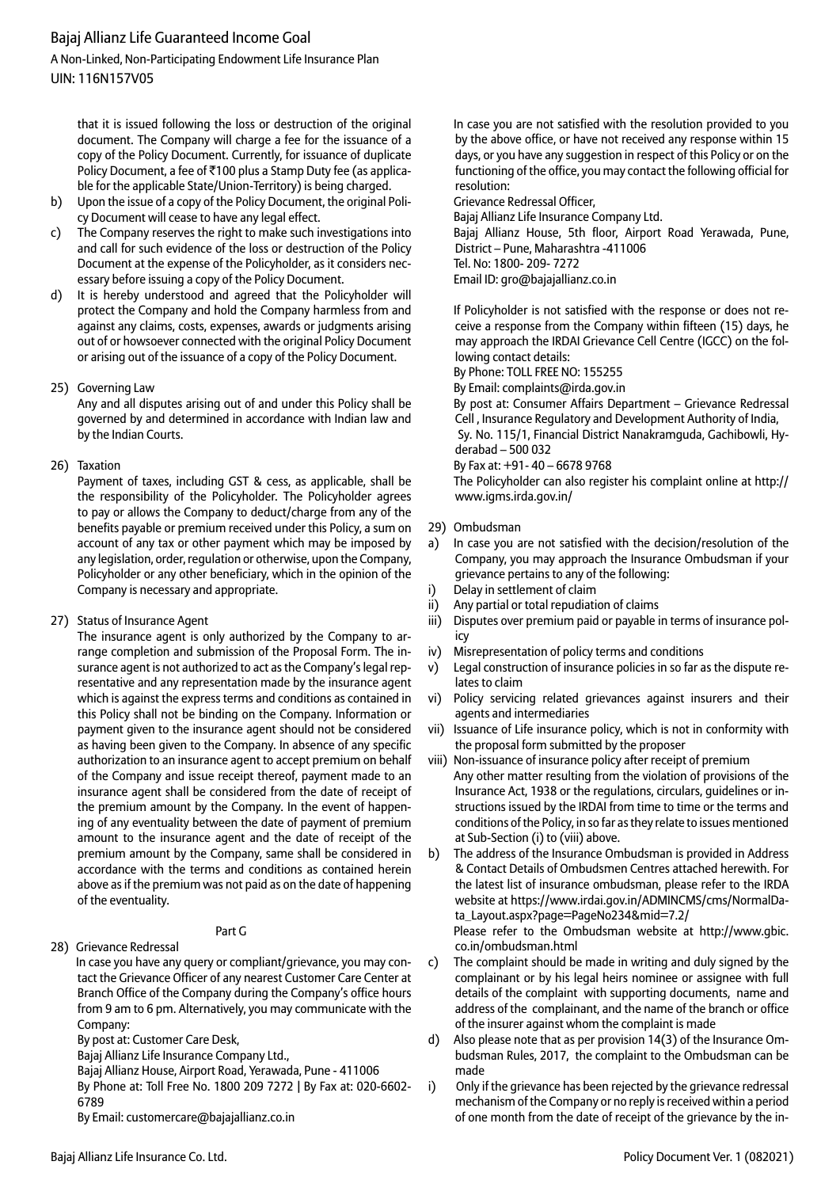that it is issued following the loss or destruction of the original document. The Company will charge a fee for the issuance of a copy of the Policy Document. Currently, for issuance of duplicate Policy Document, a fee of ₹100 plus a Stamp Duty fee (as applicable for the applicable State/Union-Territory) is being charged.

b) Upon the issue of a copy of the Policy Document, the original Policy Document will cease to have any legal effect.

c) The Company reserves the right to make such investigations into and call for such evidence of the loss or destruction of the Policy Document at the expense of the Policyholder, as it considers necessary before issuing a copy of the Policy Document.

d) It is hereby understood and agreed that the Policyholder will protect the Company and hold the Company harmless from and against any claims, costs, expenses, awards or judgments arising out of or howsoever connected with the original Policy Document or arising out of the issuance of a copy of the Policy Document.

25) Governing Law

Any and all disputes arising out of and under this Policy shall be governed by and determined in accordance with Indian law and by the Indian Courts.

26) Taxation

Payment of taxes, including GST & cess, as applicable, shall be the responsibility of the Policyholder. The Policyholder agrees to pay or allows the Company to deduct/charge from any of the benefits payable or premium received under this Policy, a sum on account of any tax or other payment which may be imposed by any legislation, order, regulation or otherwise, upon the Company, Policyholder or any other beneficiary, which in the opinion of the Company is necessary and appropriate.

27) Status of Insurance Agent

The insurance agent is only authorized by the Company to arrange completion and submission of the Proposal Form. The insurance agent is not authorized to act as the Company's legal representative and any representation made by the insurance agent which is against the express terms and conditions as contained in this Policy shall not be binding on the Company. Information or payment given to the insurance agent should not be considered as having been given to the Company. In absence of any specific authorization to an insurance agent to accept premium on behalf of the Company and issue receipt thereof, payment made to an insurance agent shall be considered from the date of receipt of the premium amount by the Company. In the event of happening of any eventuality between the date of payment of premium amount to the insurance agent and the date of receipt of the premium amount by the Company, same shall be considered in accordance with the terms and conditions as contained herein above as if the premium was not paid as on the date of happening of the eventuality.

## Part G

28) Grievance Redressal

In case you have any query or compliant/grievance, you may contact the Grievance Officer of any nearest Customer Care Center at Branch Office of the Company during the Company's office hours from 9 am to 6 pm. Alternatively, you may communicate with the Company:

By post at: Customer Care Desk,
Bajaj Allianz Life Insurance Company Ltd.,
Bajaj Allianz House, Airport Road, Yerawada, Pune - 411006
By Phone at: Toll Free No. 1800 209 7272 | By Fax at: 020-6602-6789
By Email: customercare@bajajallianz.co.in

In case you are not satisfied with the resolution provided to you by the above office, or have not received any response within 15 days, or you have any suggestion in respect of this Policy or on the functioning of the office, you may contact the following official for resolution:

Grievance Redressal Officer,
Bajaj Allianz Life Insurance Company Ltd.
Bajaj Allianz House, 5th floor, Airport Road Yerawada, Pune, District – Pune, Maharashtra -411006
Tel. No: 1800- 209- 7272
Email ID: gro@bajajallianz.co.in

If Policyholder is not satisfied with the response or does not receive a response from the Company within fifteen (15) days, he may approach the IRDAI Grievance Cell Centre (IGCC) on the following contact details:

By Phone: TOLL FREE NO: 155255
By Email: complaints@irda.gov.in
By post at: Consumer Affairs Department – Grievance Redressal Cell , Insurance Regulatory and Development Authority of India, Sy. No. 115/1, Financial District Nanakramguda, Gachibowli, Hyderabad – 500 032
By Fax at: +91- 40 – 6678 9768
The Policyholder can also register his complaint online at http://www.igms.irda.gov.in/

29) Ombudsman

a) In case you are not satisfied with the decision/resolution of the Company, you may approach the Insurance Ombudsman if your grievance pertains to any of the following:

i) Delay in settlement of claim
ii) Any partial or total repudiation of claims
iii) Disputes over premium paid or payable in terms of insurance policy
iv) Misrepresentation of policy terms and conditions
v) Legal construction of insurance policies in so far as the dispute relates to claim
vi) Policy servicing related grievances against insurers and their agents and intermediaries
vii) Issuance of Life insurance policy, which is not in conformity with the proposal form submitted by the proposer
viii) Non-issuance of insurance policy after receipt of premium

Any other matter resulting from the violation of provisions of the Insurance Act, 1938 or the regulations, circulars, guidelines or instructions issued by the IRDAI from time to time or the terms and conditions of the Policy, in so far as they relate to issues mentioned at Sub-Section (i) to (viii) above.

b) The address of the Insurance Ombudsman is provided in Address & Contact Details of Ombudsmen Centres attached herewith. For the latest list of insurance ombudsman, please refer to the IRDA website at https://www.irdai.gov.in/ADMINCMS/cms/NormalData_Layout.aspx?page=PageNo234&mid=7.2/

Please refer to the Ombudsman website at http://www.gbic.co.in/ombudsman.html

c) The complaint should be made in writing and duly signed by the complainant or by his legal heirs nominee or assignee with full details of the complaint with supporting documents, name and address of the complainant, and the name of the branch or office of the insurer against whom the complaint is made

d) Also please note that as per provision 14(3) of the Insurance Ombudsman Rules, 2017, the complaint to the Ombudsman can be made

i) Only if the grievance has been rejected by the grievance redressal mechanism of the Company or no reply is received within a period of one month from the date of receipt of the grievance by the in-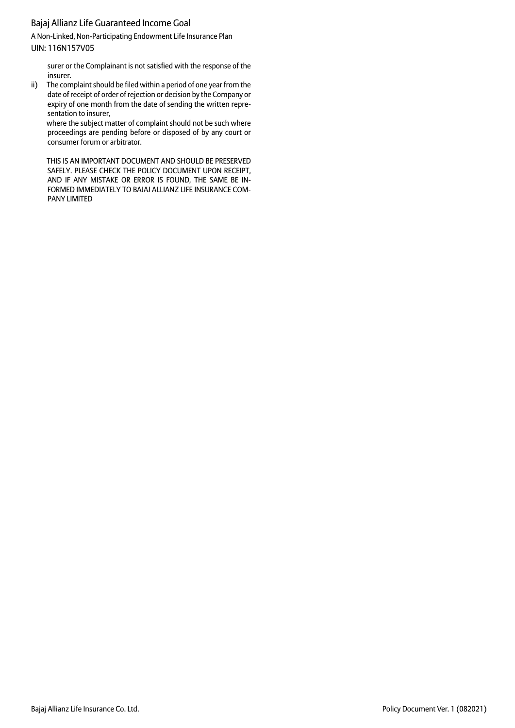surer or the Complainant is not satisfied with the response of the insurer.

ii) The complaint should be filed within a period of one year from the date of receipt of order of rejection or decision by the Company or expiry of one month from the date of sending the written representation to insurer,

where the subject matter of complaint should not be such where proceedings are pending before or disposed of by any court or consumer forum or arbitrator.

THIS IS AN IMPORTANT DOCUMENT AND SHOULD BE PRESERVED SAFELY. PLEASE CHECK THE POLICY DOCUMENT UPON RECEIPT, AND IF ANY MISTAKE OR ERROR IS FOUND, THE SAME BE INFORMED IMMEDIATELY TO BAJAJ ALLIANZ LIFE INSURANCE COMPANY LIMITED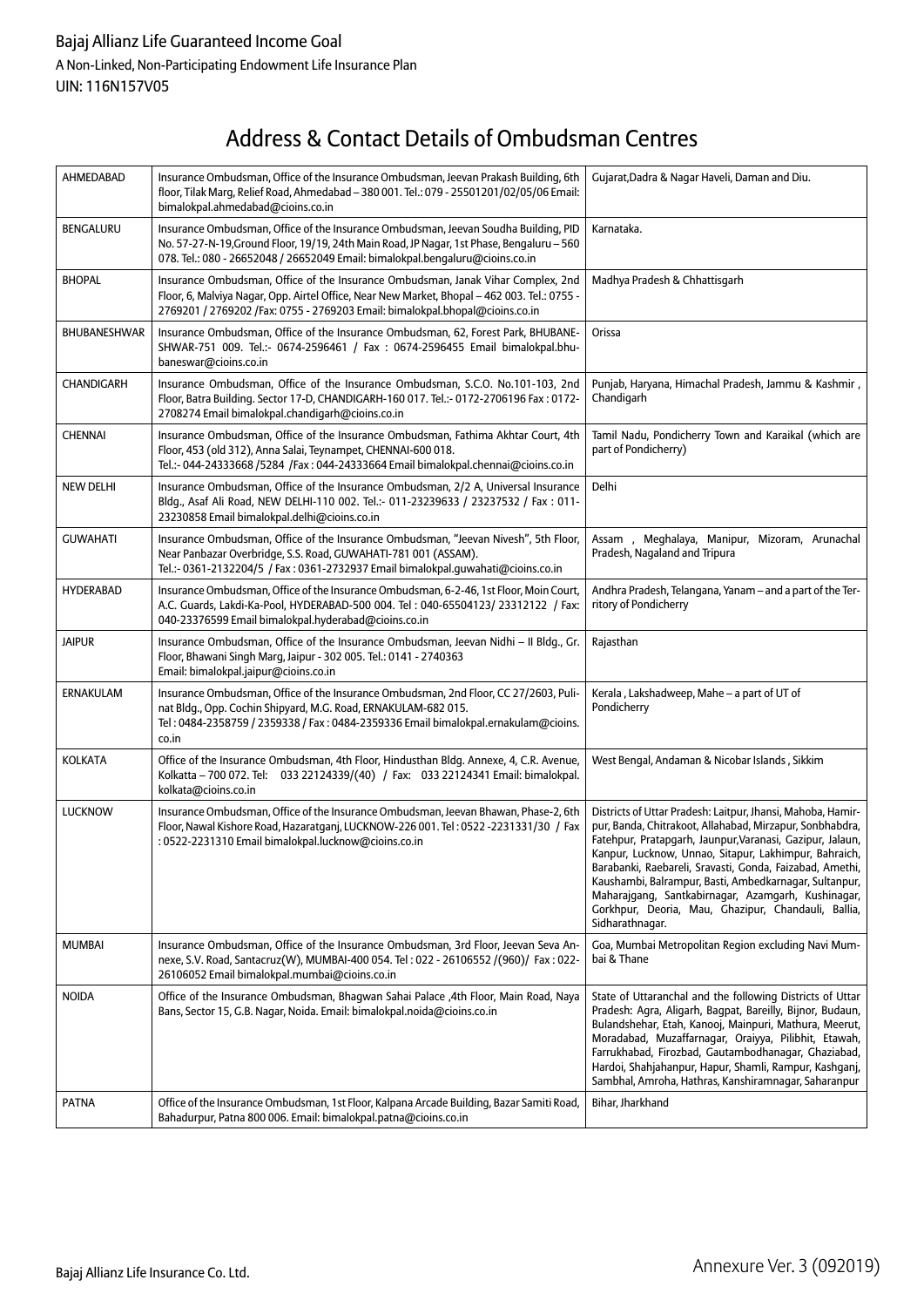# Address & Contact Details of Ombudsman Centres

| | | |
|---|---|---|
| AHMEDABAD | Insurance Ombudsman, Office of the Insurance Ombudsman, Jeevan Prakash Building, 6th floor, Tilak Marg, Relief Road, Ahmedabad – 380 001. Tel.: 079 - 25501201/02/05/06 Email: bimalokpal.ahmedabad@cioins.co.in | Gujarat,Dadra & Nagar Haveli, Daman and Diu. |
| BENGALURU | Insurance Ombudsman, Office of the Insurance Ombudsman, Jeevan Soudha Building, PID No. 57-27-N-19,Ground Floor, 19/19, 24th Main Road, JP Nagar, 1st Phase, Bengaluru – 560 078. Tel.: 080 - 26652048 / 26652049 Email: bimalokpal.bengaluru@cioins.co.in | Karnataka. |
| BHOPAL | Insurance Ombudsman, Office of the Insurance Ombudsman, Janak Vihar Complex, 2nd Floor, 6, Malviya Nagar, Opp. Airtel Office, Near New Market, Bhopal – 462 003. Tel.: 0755 - 2769201 / 2769202 /Fax: 0755 - 2769203 Email: bimalokpal.bhopal@cioins.co.in | Madhya Pradesh & Chhattisgarh |
| BHUBANESHWAR | Insurance Ombudsman, Office of the Insurance Ombudsman, 62, Forest Park, BHUBANESHWAR-751 009. Tel.:- 0674-2596461 / Fax : 0674-2596455 Email bimalokpal.bhubaneswar@cioins.co.in | Orissa |
| CHANDIGARH | Insurance Ombudsman, Office of the Insurance Ombudsman, S.C.O. No.101-103, 2nd Floor, Batra Building. Sector 17-D, CHANDIGARH-160 017. Tel.:- 0172-2706196 Fax : 0172-2708274 Email bimalokpal.chandigarh@cioins.co.in | Punjab, Haryana, Himachal Pradesh, Jammu & Kashmir , Chandigarh |
| CHENNAI | Insurance Ombudsman, Office of the Insurance Ombudsman, Fathima Akhtar Court, 4th Floor, 453 (old 312), Anna Salai, Teynampet, CHENNAI-600 018. Tel.:- 044-24333668 /5284 /Fax : 044-24333664 Email bimalokpal.chennai@cioins.co.in | Tamil Nadu, Pondicherry Town and Karaikal (which are part of Pondicherry) |
| NEW DELHI | Insurance Ombudsman, Office of the Insurance Ombudsman, 2/2 A, Universal Insurance Bldg., Asaf Ali Road, NEW DELHI-110 002. Tel.:- 011-23239633 / 23237532 / Fax : 011-23230858 Email bimalokpal.delhi@cioins.co.in | Delhi |
| GUWAHATI | Insurance Ombudsman, Office of the Insurance Ombudsman, "Jeevan Nivesh", 5th Floor, Near Panbazar Overbridge, S.S. Road, GUWAHATI-781 001 (ASSAM). Tel.:- 0361-2132204/5 / Fax : 0361-2732937 Email bimalokpal.guwahati@cioins.co.in | Assam , Meghalaya, Manipur, Mizoram, Arunachal Pradesh, Nagaland and Tripura |
| HYDERABAD | Insurance Ombudsman, Office of the Insurance Ombudsman, 6-2-46, 1st Floor, Moin Court, A.C. Guards, Lakdi-Ka-Pool, HYDERABAD-500 004. Tel : 040-65504123/ 23312122 / Fax: 040-23376599 Email bimalokpal.hyderabad@cioins.co.in | Andhra Pradesh, Telangana, Yanam – and a part of the Territory of Pondicherry |
| JAIPUR | Insurance Ombudsman, Office of the Insurance Ombudsman, Jeevan Nidhi – II Bldg., Gr. Floor, Bhawani Singh Marg, Jaipur - 302 005. Tel.: 0141 - 2740363 Email: bimalokpal.jaipur@cioins.co.in | Rajasthan |
| ERNAKULAM | Insurance Ombudsman, Office of the Insurance Ombudsman, 2nd Floor, CC 27/2603, Pulinat Bldg., Opp. Cochin Shipyard, M.G. Road, ERNAKULAM-682 015. Tel : 0484-2358759 / 2359338 / Fax : 0484-2359336 Email bimalokpal.ernakulam@cioins.co.in | Kerala , Lakshadweep, Mahe – a part of UT of Pondicherry |
| KOLKATA | Office of the Insurance Ombudsman, 4th Floor, Hindusthan Bldg. Annexe, 4, C.R. Avenue, Kolkatta – 700 072. Tel: 033 22124339/(40) / Fax: 033 22124341 Email: bimalokpal.kolkata@cioins.co.in | West Bengal, Andaman & Nicobar Islands , Sikkim |
| LUCKNOW | Insurance Ombudsman, Office of the Insurance Ombudsman, Jeevan Bhawan, Phase-2, 6th Floor, Nawal Kishore Road, Hazaratganj, LUCKNOW-226 001. Tel : 0522 -2231331/30 / Fax : 0522-2231310 Email bimalokpal.lucknow@cioins.co.in | Districts of Uttar Pradesh: Laitpur, Jhansi, Mahoba, Hamirpur, Banda, Chitrakoot, Allahabad, Mirzapur, Sonbhabdra, Fatehpur, Pratapgarh, Jaunpur,Varanasi, Gazipur, Jalaun, Kanpur, Lucknow, Unnao, Sitapur, Lakhimpur, Bahraich, Barabanki, Raebareli, Sravasti, Gonda, Faizabad, Amethi, Kaushambi, Balrampur, Basti, Ambedkarnagar, Sultanpur, Maharajgang, Santkabirnagar, Azamgarh, Kushinagar, Gorkhpur, Deoria, Mau, Ghazipur, Chandauli, Ballia, Sidharathnagar. |
| MUMBAI | Insurance Ombudsman, Office of the Insurance Ombudsman, 3rd Floor, Jeevan Seva Annexe, S.V. Road, Santacruz(W), MUMBAI-400 054. Tel : 022 - 26106552 /(960)/ Fax : 022-26106052 Email bimalokpal.mumbai@cioins.co.in | Goa, Mumbai Metropolitan Region excluding Navi Mumbai & Thane |
| NOIDA | Office of the Insurance Ombudsman, Bhagwan Sahai Palace ,4th Floor, Main Road, Naya Bans, Sector 15, G.B. Nagar, Noida. Email: bimalokpal.noida@cioins.co.in | State of Uttaranchal and the following Districts of Uttar Pradesh: Agra, Aligarh, Bagpat, Bareilly, Bijnor, Budaun, Bulandshehar, Etah, Kanooj, Mainpuri, Mathura, Meerut, Moradabad, Muzaffarnagar, Oraiyya, Pilibhit, Etawah, Farrukhabad, Firozbad, Gautambodhanagar, Ghaziabad, Hardoi, Shahjahanpur, Hapur, Shamli, Rampur, Kashganj, Sambhal, Amroha, Hathras, Kanshiramnagar, Saharanpur |
| PATNA | Office of the Insurance Ombudsman, 1st Floor, Kalpana Arcade Building, Bazar Samiti Road, Bahadurpur, Patna 800 006. Email: bimalokpal.patna@cioins.co.in | Bihar, Jharkhand |

Annexure Ver. 3 (092019)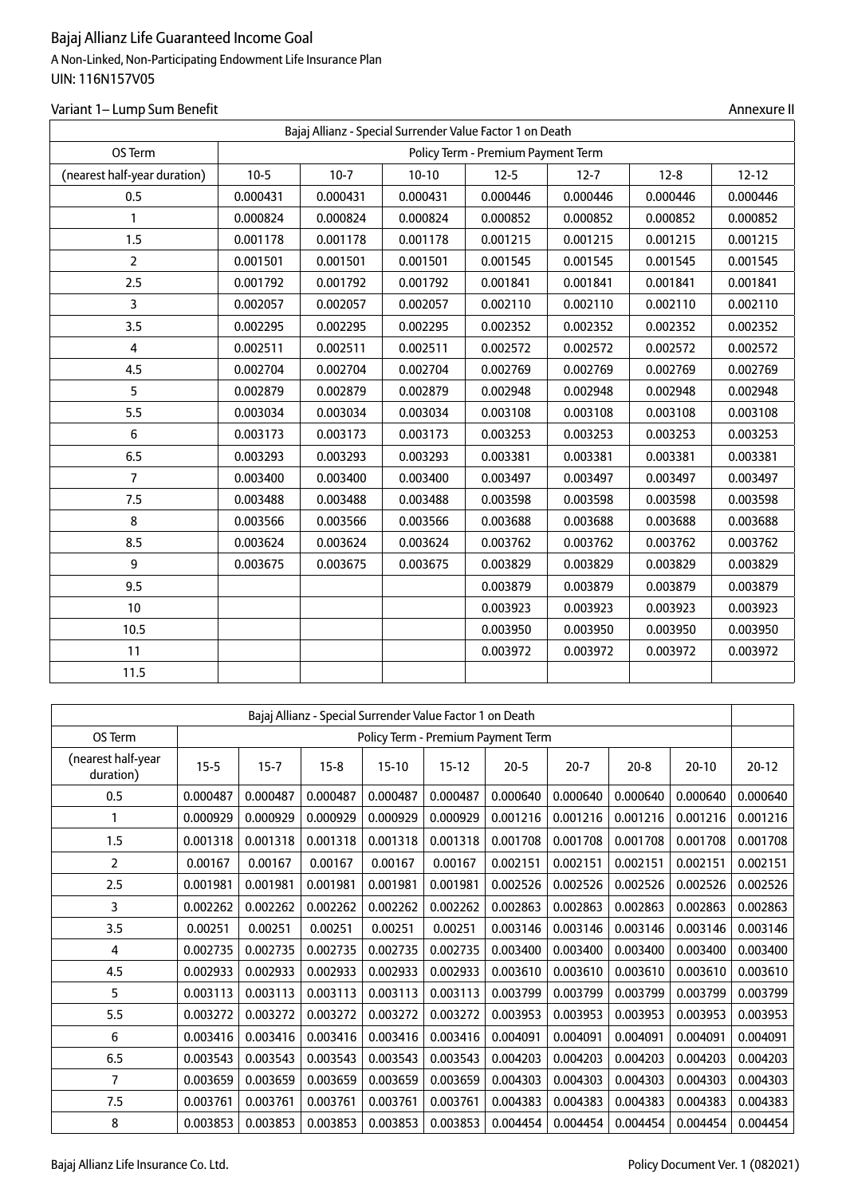Bajaj Allianz Life Guaranteed Income Goal

A Non-Linked, Non-Participating Endowment Life Insurance Plan

UIN: 116N157V05

Variant 1– Lump Sum Benefit

Annexure II

| Bajaj Allianz - Special Surrender Value Factor 1 on Death | | | | | | | |
|---|---|---|---|---|---|---|---|
| OS Term | Policy Term - Premium Payment Term | | | | | | |
| (nearest half-year duration) | 10-5 | 10-7 | 10-10 | 12-5 | 12-7 | 12-8 | 12-12 |
| 0.5 | 0.000431 | 0.000431 | 0.000431 | 0.000446 | 0.000446 | 0.000446 | 0.000446 |
| 1 | 0.000824 | 0.000824 | 0.000824 | 0.000852 | 0.000852 | 0.000852 | 0.000852 |
| 1.5 | 0.001178 | 0.001178 | 0.001178 | 0.001215 | 0.001215 | 0.001215 | 0.001215 |
| 2 | 0.001501 | 0.001501 | 0.001501 | 0.001545 | 0.001545 | 0.001545 | 0.001545 |
| 2.5 | 0.001792 | 0.001792 | 0.001792 | 0.001841 | 0.001841 | 0.001841 | 0.001841 |
| 3 | 0.002057 | 0.002057 | 0.002057 | 0.002110 | 0.002110 | 0.002110 | 0.002110 |
| 3.5 | 0.002295 | 0.002295 | 0.002295 | 0.002352 | 0.002352 | 0.002352 | 0.002352 |
| 4 | 0.002511 | 0.002511 | 0.002511 | 0.002572 | 0.002572 | 0.002572 | 0.002572 |
| 4.5 | 0.002704 | 0.002704 | 0.002704 | 0.002769 | 0.002769 | 0.002769 | 0.002769 |
| 5 | 0.002879 | 0.002879 | 0.002879 | 0.002948 | 0.002948 | 0.002948 | 0.002948 |
| 5.5 | 0.003034 | 0.003034 | 0.003034 | 0.003108 | 0.003108 | 0.003108 | 0.003108 |
| 6 | 0.003173 | 0.003173 | 0.003173 | 0.003253 | 0.003253 | 0.003253 | 0.003253 |
| 6.5 | 0.003293 | 0.003293 | 0.003293 | 0.003381 | 0.003381 | 0.003381 | 0.003381 |
| 7 | 0.003400 | 0.003400 | 0.003400 | 0.003497 | 0.003497 | 0.003497 | 0.003497 |
| 7.5 | 0.003488 | 0.003488 | 0.003488 | 0.003598 | 0.003598 | 0.003598 | 0.003598 |
| 8 | 0.003566 | 0.003566 | 0.003566 | 0.003688 | 0.003688 | 0.003688 | 0.003688 |
| 8.5 | 0.003624 | 0.003624 | 0.003624 | 0.003762 | 0.003762 | 0.003762 | 0.003762 |
| 9 | 0.003675 | 0.003675 | 0.003675 | 0.003829 | 0.003829 | 0.003829 | 0.003829 |
| 9.5 | | | | 0.003879 | 0.003879 | 0.003879 | 0.003879 |
| 10 | | | | 0.003923 | 0.003923 | 0.003923 | 0.003923 |
| 10.5 | | | | 0.003950 | 0.003950 | 0.003950 | 0.003950 |
| 11 | | | | 0.003972 | 0.003972 | 0.003972 | 0.003972 |
| 11.5 | | | | | | | |

| Bajaj Allianz - Special Surrender Value Factor 1 on Death | | | | | | | | | | |
|---|---|---|---|---|---|---|---|---|---|---|
| OS Term | Policy Term - Premium Payment Term | | | | | | | | | |
| (nearest half-year duration) | 15-5 | 15-7 | 15-8 | 15-10 | 15-12 | 20-5 | 20-7 | 20-8 | 20-10 | 20-12 |
| 0.5 | 0.000487 | 0.000487 | 0.000487 | 0.000487 | 0.000487 | 0.000640 | 0.000640 | 0.000640 | 0.000640 | 0.000640 |
| 1 | 0.000929 | 0.000929 | 0.000929 | 0.000929 | 0.000929 | 0.001216 | 0.001216 | 0.001216 | 0.001216 | 0.001216 |
| 1.5 | 0.001318 | 0.001318 | 0.001318 | 0.001318 | 0.001318 | 0.001708 | 0.001708 | 0.001708 | 0.001708 | 0.001708 |
| 2 | 0.00167 | 0.00167 | 0.00167 | 0.00167 | 0.00167 | 0.002151 | 0.002151 | 0.002151 | 0.002151 | 0.002151 |
| 2.5 | 0.001981 | 0.001981 | 0.001981 | 0.001981 | 0.001981 | 0.002526 | 0.002526 | 0.002526 | 0.002526 | 0.002526 |
| 3 | 0.002262 | 0.002262 | 0.002262 | 0.002262 | 0.002262 | 0.002863 | 0.002863 | 0.002863 | 0.002863 | 0.002863 |
| 3.5 | 0.00251 | 0.00251 | 0.00251 | 0.00251 | 0.00251 | 0.003146 | 0.003146 | 0.003146 | 0.003146 | 0.003146 |
| 4 | 0.002735 | 0.002735 | 0.002735 | 0.002735 | 0.002735 | 0.003400 | 0.003400 | 0.003400 | 0.003400 | 0.003400 |
| 4.5 | 0.002933 | 0.002933 | 0.002933 | 0.002933 | 0.002933 | 0.003610 | 0.003610 | 0.003610 | 0.003610 | 0.003610 |
| 5 | 0.003113 | 0.003113 | 0.003113 | 0.003113 | 0.003113 | 0.003799 | 0.003799 | 0.003799 | 0.003799 | 0.003799 |
| 5.5 | 0.003272 | 0.003272 | 0.003272 | 0.003272 | 0.003272 | 0.003953 | 0.003953 | 0.003953 | 0.003953 | 0.003953 |
| 6 | 0.003416 | 0.003416 | 0.003416 | 0.003416 | 0.003416 | 0.004091 | 0.004091 | 0.004091 | 0.004091 | 0.004091 |
| 6.5 | 0.003543 | 0.003543 | 0.003543 | 0.003543 | 0.003543 | 0.004203 | 0.004203 | 0.004203 | 0.004203 | 0.004203 |
| 7 | 0.003659 | 0.003659 | 0.003659 | 0.003659 | 0.003659 | 0.004303 | 0.004303 | 0.004303 | 0.004303 | 0.004303 |
| 7.5 | 0.003761 | 0.003761 | 0.003761 | 0.003761 | 0.003761 | 0.004383 | 0.004383 | 0.004383 | 0.004383 | 0.004383 |
| 8 | 0.003853 | 0.003853 | 0.003853 | 0.003853 | 0.003853 | 0.004454 | 0.004454 | 0.004454 | 0.004454 | 0.004454 |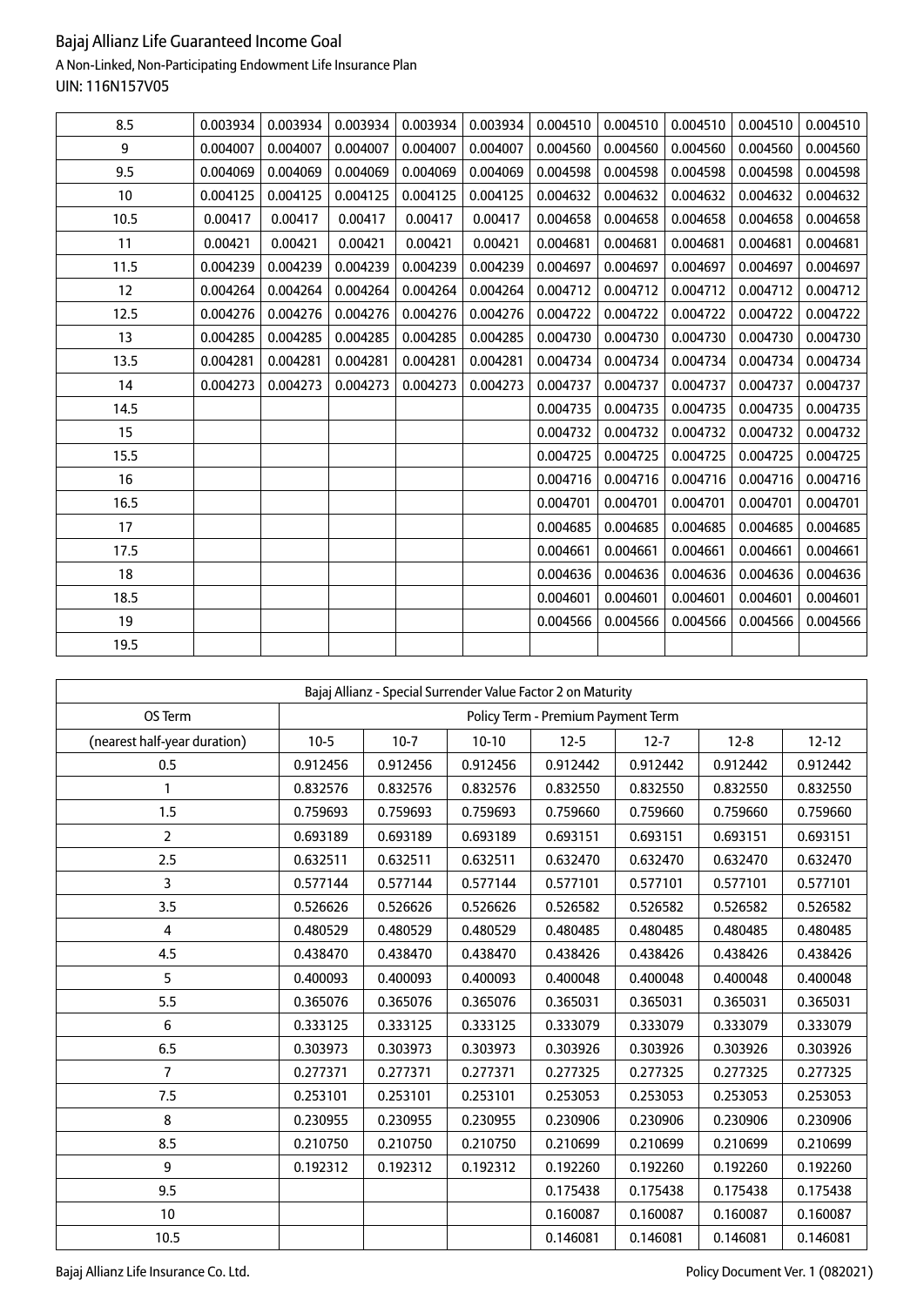| 8.5 | 0.003934 | 0.003934 | 0.003934 | 0.003934 | 0.003934 | 0.004510 | 0.004510 | 0.004510 | 0.004510 | 0.004510 |
|---|---|---|---|---|---|---|---|---|---|---|
| 9 | 0.004007 | 0.004007 | 0.004007 | 0.004007 | 0.004007 | 0.004560 | 0.004560 | 0.004560 | 0.004560 | 0.004560 |
| 9.5 | 0.004069 | 0.004069 | 0.004069 | 0.004069 | 0.004069 | 0.004598 | 0.004598 | 0.004598 | 0.004598 | 0.004598 |
| 10 | 0.004125 | 0.004125 | 0.004125 | 0.004125 | 0.004125 | 0.004632 | 0.004632 | 0.004632 | 0.004632 | 0.004632 |
| 10.5 | 0.00417 | 0.00417 | 0.00417 | 0.00417 | 0.00417 | 0.004658 | 0.004658 | 0.004658 | 0.004658 | 0.004658 |
| 11 | 0.00421 | 0.00421 | 0.00421 | 0.00421 | 0.00421 | 0.004681 | 0.004681 | 0.004681 | 0.004681 | 0.004681 |
| 11.5 | 0.004239 | 0.004239 | 0.004239 | 0.004239 | 0.004239 | 0.004697 | 0.004697 | 0.004697 | 0.004697 | 0.004697 |
| 12 | 0.004264 | 0.004264 | 0.004264 | 0.004264 | 0.004264 | 0.004712 | 0.004712 | 0.004712 | 0.004712 | 0.004712 |
| 12.5 | 0.004276 | 0.004276 | 0.004276 | 0.004276 | 0.004276 | 0.004722 | 0.004722 | 0.004722 | 0.004722 | 0.004722 |
| 13 | 0.004285 | 0.004285 | 0.004285 | 0.004285 | 0.004285 | 0.004730 | 0.004730 | 0.004730 | 0.004730 | 0.004730 |
| 13.5 | 0.004281 | 0.004281 | 0.004281 | 0.004281 | 0.004281 | 0.004734 | 0.004734 | 0.004734 | 0.004734 | 0.004734 |
| 14 | 0.004273 | 0.004273 | 0.004273 | 0.004273 | 0.004273 | 0.004737 | 0.004737 | 0.004737 | 0.004737 | 0.004737 |
| 14.5 | | | | | | 0.004735 | 0.004735 | 0.004735 | 0.004735 | 0.004735 |
| 15 | | | | | | 0.004732 | 0.004732 | 0.004732 | 0.004732 | 0.004732 |
| 15.5 | | | | | | 0.004725 | 0.004725 | 0.004725 | 0.004725 | 0.004725 |
| 16 | | | | | | 0.004716 | 0.004716 | 0.004716 | 0.004716 | 0.004716 |
| 16.5 | | | | | | 0.004701 | 0.004701 | 0.004701 | 0.004701 | 0.004701 |
| 17 | | | | | | 0.004685 | 0.004685 | 0.004685 | 0.004685 | 0.004685 |
| 17.5 | | | | | | 0.004661 | 0.004661 | 0.004661 | 0.004661 | 0.004661 |
| 18 | | | | | | 0.004636 | 0.004636 | 0.004636 | 0.004636 | 0.004636 |
| 18.5 | | | | | | 0.004601 | 0.004601 | 0.004601 | 0.004601 | 0.004601 |
| 19 | | | | | | 0.004566 | 0.004566 | 0.004566 | 0.004566 | 0.004566 |
| 19.5 | | | | | | | | | | |

| Bajaj Allianz - Special Surrender Value Factor 2 on Maturity | | | | | | | |
|---|---|---|---|---|---|---|---|
| OS Term | Policy Term - Premium Payment Term | | | | | | |
| (nearest half-year duration) | 10-5 | 10-7 | 10-10 | 12-5 | 12-7 | 12-8 | 12-12 |
| 0.5 | 0.912456 | 0.912456 | 0.912456 | 0.912442 | 0.912442 | 0.912442 | 0.912442 |
| 1 | 0.832576 | 0.832576 | 0.832576 | 0.832550 | 0.832550 | 0.832550 | 0.832550 |
| 1.5 | 0.759693 | 0.759693 | 0.759693 | 0.759660 | 0.759660 | 0.759660 | 0.759660 |
| 2 | 0.693189 | 0.693189 | 0.693189 | 0.693151 | 0.693151 | 0.693151 | 0.693151 |
| 2.5 | 0.632511 | 0.632511 | 0.632511 | 0.632470 | 0.632470 | 0.632470 | 0.632470 |
| 3 | 0.577144 | 0.577144 | 0.577144 | 0.577101 | 0.577101 | 0.577101 | 0.577101 |
| 3.5 | 0.526626 | 0.526626 | 0.526626 | 0.526582 | 0.526582 | 0.526582 | 0.526582 |
| 4 | 0.480529 | 0.480529 | 0.480529 | 0.480485 | 0.480485 | 0.480485 | 0.480485 |
| 4.5 | 0.438470 | 0.438470 | 0.438470 | 0.438426 | 0.438426 | 0.438426 | 0.438426 |
| 5 | 0.400093 | 0.400093 | 0.400093 | 0.400048 | 0.400048 | 0.400048 | 0.400048 |
| 5.5 | 0.365076 | 0.365076 | 0.365076 | 0.365031 | 0.365031 | 0.365031 | 0.365031 |
| 6 | 0.333125 | 0.333125 | 0.333125 | 0.333079 | 0.333079 | 0.333079 | 0.333079 |
| 6.5 | 0.303973 | 0.303973 | 0.303973 | 0.303926 | 0.303926 | 0.303926 | 0.303926 |
| 7 | 0.277371 | 0.277371 | 0.277371 | 0.277325 | 0.277325 | 0.277325 | 0.277325 |
| 7.5 | 0.253101 | 0.253101 | 0.253101 | 0.253053 | 0.253053 | 0.253053 | 0.253053 |
| 8 | 0.230955 | 0.230955 | 0.230955 | 0.230906 | 0.230906 | 0.230906 | 0.230906 |
| 8.5 | 0.210750 | 0.210750 | 0.210750 | 0.210699 | 0.210699 | 0.210699 | 0.210699 |
| 9 | 0.192312 | 0.192312 | 0.192312 | 0.192260 | 0.192260 | 0.192260 | 0.192260 |
| 9.5 | | | | 0.175438 | 0.175438 | 0.175438 | 0.175438 |
| 10 | | | | 0.160087 | 0.160087 | 0.160087 | 0.160087 |
| 10.5 | | | | 0.146081 | 0.146081 | 0.146081 | 0.146081 |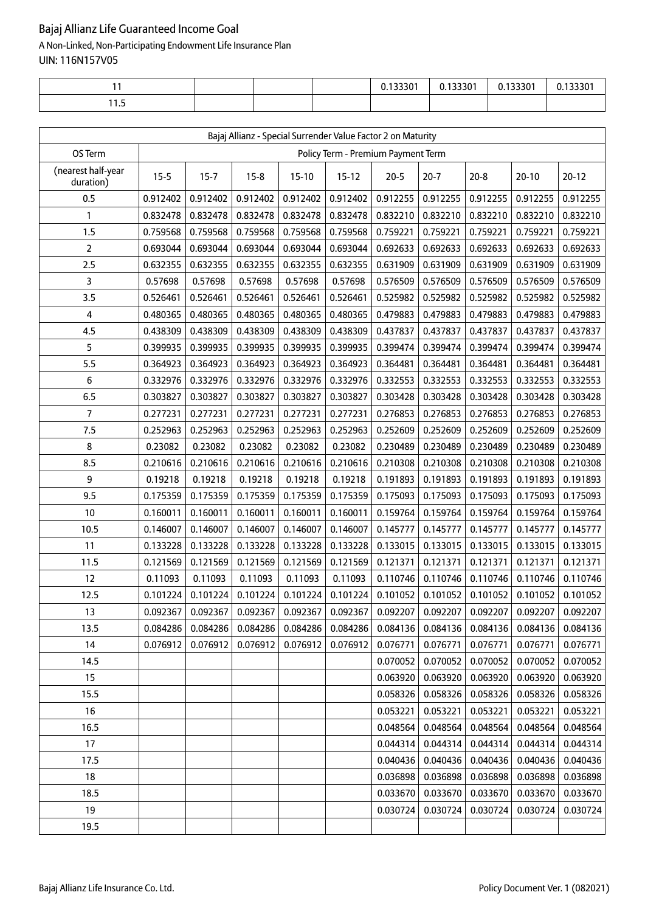| | | | | | | | | |
|---|---|---|---|---|---|---|---|---|
| 11 | | | | 0.133301 | 0.133301 | 0.133301 | 0.133301 |
| 11.5 | | | | | | | |

| Bajaj Allianz - Special Surrender Value Factor 2 on Maturity | | | | | | | | | | |
|---|---|---|---|---|---|---|---|---|---|---|
| OS Term | Policy Term - Premium Payment Term | | | | | | | | | |
| (nearest half-year duration) | 15-5 | 15-7 | 15-8 | 15-10 | 15-12 | 20-5 | 20-7 | 20-8 | 20-10 | 20-12 |
| 0.5 | 0.912402 | 0.912402 | 0.912402 | 0.912402 | 0.912402 | 0.912255 | 0.912255 | 0.912255 | 0.912255 | 0.912255 |
| 1 | 0.832478 | 0.832478 | 0.832478 | 0.832478 | 0.832478 | 0.832210 | 0.832210 | 0.832210 | 0.832210 | 0.832210 |
| 1.5 | 0.759568 | 0.759568 | 0.759568 | 0.759568 | 0.759568 | 0.759221 | 0.759221 | 0.759221 | 0.759221 | 0.759221 |
| 2 | 0.693044 | 0.693044 | 0.693044 | 0.693044 | 0.693044 | 0.692633 | 0.692633 | 0.692633 | 0.692633 | 0.692633 |
| 2.5 | 0.632355 | 0.632355 | 0.632355 | 0.632355 | 0.632355 | 0.631909 | 0.631909 | 0.631909 | 0.631909 | 0.631909 |
| 3 | 0.57698 | 0.57698 | 0.57698 | 0.57698 | 0.57698 | 0.576509 | 0.576509 | 0.576509 | 0.576509 | 0.576509 |
| 3.5 | 0.526461 | 0.526461 | 0.526461 | 0.526461 | 0.526461 | 0.525982 | 0.525982 | 0.525982 | 0.525982 | 0.525982 |
| 4 | 0.480365 | 0.480365 | 0.480365 | 0.480365 | 0.480365 | 0.479883 | 0.479883 | 0.479883 | 0.479883 | 0.479883 |
| 4.5 | 0.438309 | 0.438309 | 0.438309 | 0.438309 | 0.438309 | 0.437837 | 0.437837 | 0.437837 | 0.437837 | 0.437837 |
| 5 | 0.399935 | 0.399935 | 0.399935 | 0.399935 | 0.399935 | 0.399474 | 0.399474 | 0.399474 | 0.399474 | 0.399474 |
| 5.5 | 0.364923 | 0.364923 | 0.364923 | 0.364923 | 0.364923 | 0.364481 | 0.364481 | 0.364481 | 0.364481 | 0.364481 |
| 6 | 0.332976 | 0.332976 | 0.332976 | 0.332976 | 0.332976 | 0.332553 | 0.332553 | 0.332553 | 0.332553 | 0.332553 |
| 6.5 | 0.303827 | 0.303827 | 0.303827 | 0.303827 | 0.303827 | 0.303428 | 0.303428 | 0.303428 | 0.303428 | 0.303428 |
| 7 | 0.277231 | 0.277231 | 0.277231 | 0.277231 | 0.277231 | 0.276853 | 0.276853 | 0.276853 | 0.276853 | 0.276853 |
| 7.5 | 0.252963 | 0.252963 | 0.252963 | 0.252963 | 0.252963 | 0.252609 | 0.252609 | 0.252609 | 0.252609 | 0.252609 |
| 8 | 0.23082 | 0.23082 | 0.23082 | 0.23082 | 0.23082 | 0.230489 | 0.230489 | 0.230489 | 0.230489 | 0.230489 |
| 8.5 | 0.210616 | 0.210616 | 0.210616 | 0.210616 | 0.210616 | 0.210308 | 0.210308 | 0.210308 | 0.210308 | 0.210308 |
| 9 | 0.19218 | 0.19218 | 0.19218 | 0.19218 | 0.19218 | 0.191893 | 0.191893 | 0.191893 | 0.191893 | 0.191893 |
| 9.5 | 0.175359 | 0.175359 | 0.175359 | 0.175359 | 0.175359 | 0.175093 | 0.175093 | 0.175093 | 0.175093 | 0.175093 |
| 10 | 0.160011 | 0.160011 | 0.160011 | 0.160011 | 0.160011 | 0.159764 | 0.159764 | 0.159764 | 0.159764 | 0.159764 |
| 10.5 | 0.146007 | 0.146007 | 0.146007 | 0.146007 | 0.146007 | 0.145777 | 0.145777 | 0.145777 | 0.145777 | 0.145777 |
| 11 | 0.133228 | 0.133228 | 0.133228 | 0.133228 | 0.133228 | 0.133015 | 0.133015 | 0.133015 | 0.133015 | 0.133015 |
| 11.5 | 0.121569 | 0.121569 | 0.121569 | 0.121569 | 0.121569 | 0.121371 | 0.121371 | 0.121371 | 0.121371 | 0.121371 |
| 12 | 0.11093 | 0.11093 | 0.11093 | 0.11093 | 0.11093 | 0.110746 | 0.110746 | 0.110746 | 0.110746 | 0.110746 |
| 12.5 | 0.101224 | 0.101224 | 0.101224 | 0.101224 | 0.101224 | 0.101052 | 0.101052 | 0.101052 | 0.101052 | 0.101052 |
| 13 | 0.092367 | 0.092367 | 0.092367 | 0.092367 | 0.092367 | 0.092207 | 0.092207 | 0.092207 | 0.092207 | 0.092207 |
| 13.5 | 0.084286 | 0.084286 | 0.084286 | 0.084286 | 0.084286 | 0.084136 | 0.084136 | 0.084136 | 0.084136 | 0.084136 |
| 14 | 0.076912 | 0.076912 | 0.076912 | 0.076912 | 0.076912 | 0.076771 | 0.076771 | 0.076771 | 0.076771 | 0.076771 |
| 14.5 | | | | | | 0.070052 | 0.070052 | 0.070052 | 0.070052 | 0.070052 |
| 15 | | | | | | 0.063920 | 0.063920 | 0.063920 | 0.063920 | 0.063920 |
| 15.5 | | | | | | 0.058326 | 0.058326 | 0.058326 | 0.058326 | 0.058326 |
| 16 | | | | | | 0.053221 | 0.053221 | 0.053221 | 0.053221 | 0.053221 |
| 16.5 | | | | | | 0.048564 | 0.048564 | 0.048564 | 0.048564 | 0.048564 |
| 17 | | | | | | 0.044314 | 0.044314 | 0.044314 | 0.044314 | 0.044314 |
| 17.5 | | | | | | 0.040436 | 0.040436 | 0.040436 | 0.040436 | 0.040436 |
| 18 | | | | | | 0.036898 | 0.036898 | 0.036898 | 0.036898 | 0.036898 |
| 18.5 | | | | | | 0.033670 | 0.033670 | 0.033670 | 0.033670 | 0.033670 |
| 19 | | | | | | 0.030724 | 0.030724 | 0.030724 | 0.030724 | 0.030724 |
| 19.5 | | | | | | | | | | |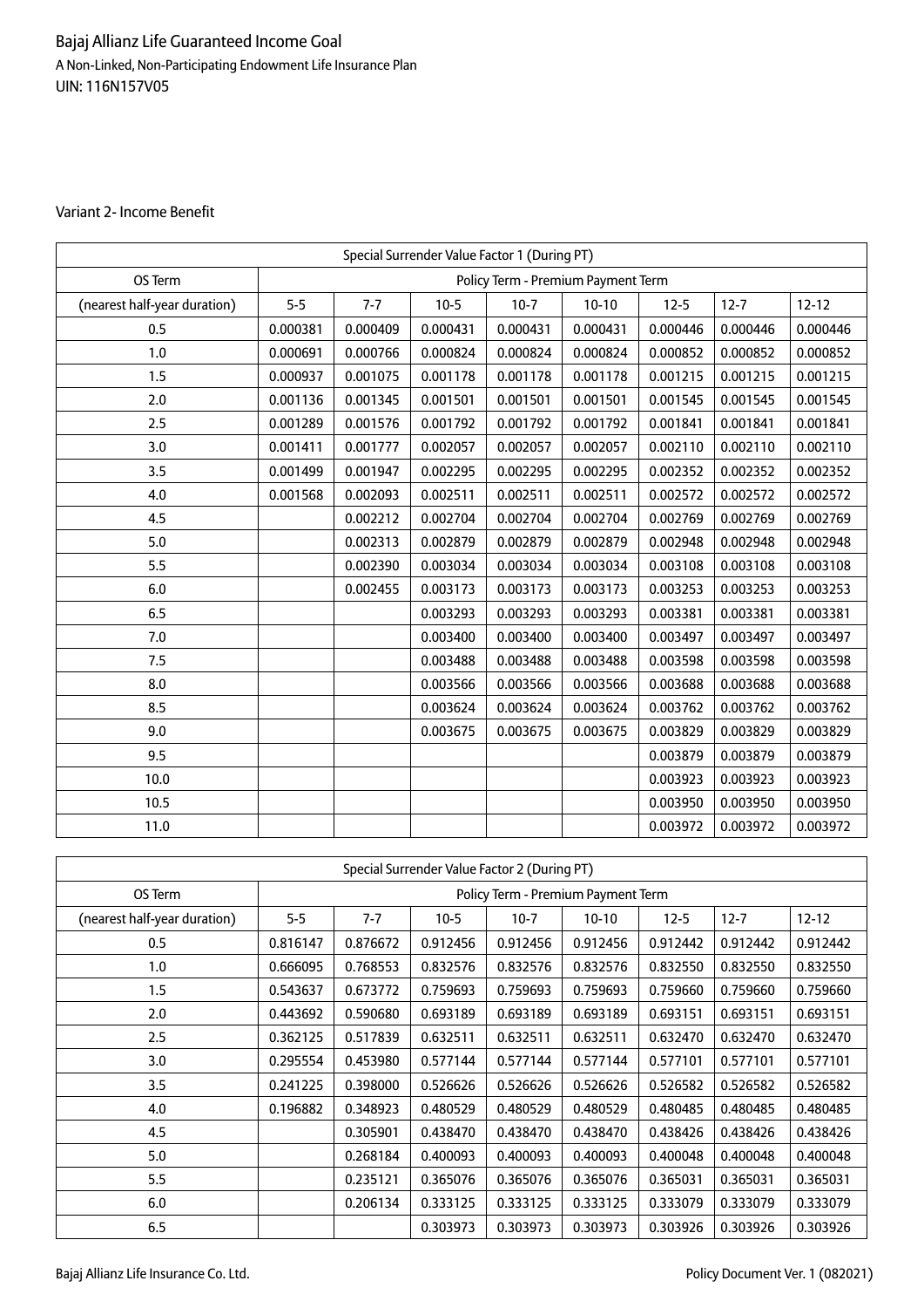Bajaj Allianz Life Guaranteed Income Goal

A Non-Linked, Non-Participating Endowment Life Insurance Plan

UIN: 116N157V05

Variant 2- Income Benefit

| Special Surrender Value Factor 1 (During PT) | | | | | | | | |
|---|---|---|---|---|---|---|---|---|
| OS Term | Policy Term - Premium Payment Term | | | | | | | |
| (nearest half-year duration) | 5-5 | 7-7 | 10-5 | 10-7 | 10-10 | 12-5 | 12-7 | 12-12 |
| 0.5 | 0.000381 | 0.000409 | 0.000431 | 0.000431 | 0.000431 | 0.000446 | 0.000446 | 0.000446 |
| 1.0 | 0.000691 | 0.000766 | 0.000824 | 0.000824 | 0.000824 | 0.000852 | 0.000852 | 0.000852 |
| 1.5 | 0.000937 | 0.001075 | 0.001178 | 0.001178 | 0.001178 | 0.001215 | 0.001215 | 0.001215 |
| 2.0 | 0.001136 | 0.001345 | 0.001501 | 0.001501 | 0.001501 | 0.001545 | 0.001545 | 0.001545 |
| 2.5 | 0.001289 | 0.001576 | 0.001792 | 0.001792 | 0.001792 | 0.001841 | 0.001841 | 0.001841 |
| 3.0 | 0.001411 | 0.001777 | 0.002057 | 0.002057 | 0.002057 | 0.002110 | 0.002110 | 0.002110 |
| 3.5 | 0.001499 | 0.001947 | 0.002295 | 0.002295 | 0.002295 | 0.002352 | 0.002352 | 0.002352 |
| 4.0 | 0.001568 | 0.002093 | 0.002511 | 0.002511 | 0.002511 | 0.002572 | 0.002572 | 0.002572 |
| 4.5 | | 0.002212 | 0.002704 | 0.002704 | 0.002704 | 0.002769 | 0.002769 | 0.002769 |
| 5.0 | | 0.002313 | 0.002879 | 0.002879 | 0.002879 | 0.002948 | 0.002948 | 0.002948 |
| 5.5 | | 0.002390 | 0.003034 | 0.003034 | 0.003034 | 0.003108 | 0.003108 | 0.003108 |
| 6.0 | | 0.002455 | 0.003173 | 0.003173 | 0.003173 | 0.003253 | 0.003253 | 0.003253 |
| 6.5 | | | 0.003293 | 0.003293 | 0.003293 | 0.003381 | 0.003381 | 0.003381 |
| 7.0 | | | 0.003400 | 0.003400 | 0.003400 | 0.003497 | 0.003497 | 0.003497 |
| 7.5 | | | 0.003488 | 0.003488 | 0.003488 | 0.003598 | 0.003598 | 0.003598 |
| 8.0 | | | 0.003566 | 0.003566 | 0.003566 | 0.003688 | 0.003688 | 0.003688 |
| 8.5 | | | 0.003624 | 0.003624 | 0.003624 | 0.003762 | 0.003762 | 0.003762 |
| 9.0 | | | 0.003675 | 0.003675 | 0.003675 | 0.003829 | 0.003829 | 0.003829 |
| 9.5 | | | | | | 0.003879 | 0.003879 | 0.003879 |
| 10.0 | | | | | | 0.003923 | 0.003923 | 0.003923 |
| 10.5 | | | | | | 0.003950 | 0.003950 | 0.003950 |
| 11.0 | | | | | | 0.003972 | 0.003972 | 0.003972 |

| Special Surrender Value Factor 2 (During PT) | | | | | | | | |
|---|---|---|---|---|---|---|---|---|
| OS Term | Policy Term - Premium Payment Term | | | | | | | |
| (nearest half-year duration) | 5-5 | 7-7 | 10-5 | 10-7 | 10-10 | 12-5 | 12-7 | 12-12 |
| 0.5 | 0.816147 | 0.876672 | 0.912456 | 0.912456 | 0.912456 | 0.912442 | 0.912442 | 0.912442 |
| 1.0 | 0.666095 | 0.768553 | 0.832576 | 0.832576 | 0.832576 | 0.832550 | 0.832550 | 0.832550 |
| 1.5 | 0.543637 | 0.673772 | 0.759693 | 0.759693 | 0.759693 | 0.759660 | 0.759660 | 0.759660 |
| 2.0 | 0.443692 | 0.590680 | 0.693189 | 0.693189 | 0.693189 | 0.693151 | 0.693151 | 0.693151 |
| 2.5 | 0.362125 | 0.517839 | 0.632511 | 0.632511 | 0.632511 | 0.632470 | 0.632470 | 0.632470 |
| 3.0 | 0.295554 | 0.453980 | 0.577144 | 0.577144 | 0.577144 | 0.577101 | 0.577101 | 0.577101 |
| 3.5 | 0.241225 | 0.398000 | 0.526626 | 0.526626 | 0.526626 | 0.526582 | 0.526582 | 0.526582 |
| 4.0 | 0.196882 | 0.348923 | 0.480529 | 0.480529 | 0.480529 | 0.480485 | 0.480485 | 0.480485 |
| 4.5 | | 0.305901 | 0.438470 | 0.438470 | 0.438470 | 0.438426 | 0.438426 | 0.438426 |
| 5.0 | | 0.268184 | 0.400093 | 0.400093 | 0.400093 | 0.400048 | 0.400048 | 0.400048 |
| 5.5 | | 0.235121 | 0.365076 | 0.365076 | 0.365076 | 0.365031 | 0.365031 | 0.365031 |
| 6.0 | | 0.206134 | 0.333125 | 0.333125 | 0.333125 | 0.333079 | 0.333079 | 0.333079 |
| 6.5 | | | 0.303973 | 0.303973 | 0.303973 | 0.303926 | 0.303926 | 0.303926 |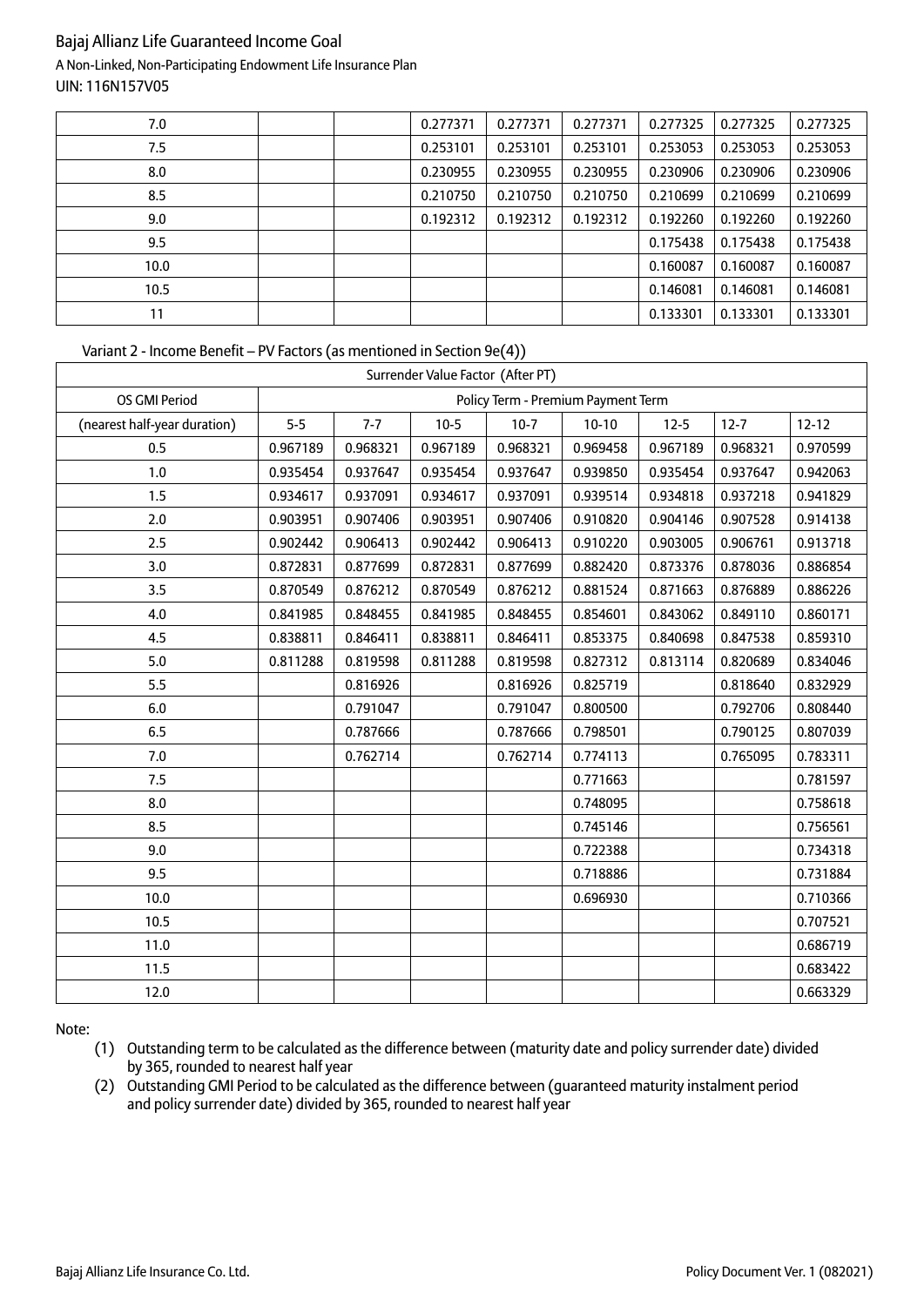| 7.0 | | | 0.277371 | 0.277371 | 0.277371 | 0.277325 | 0.277325 | 0.277325 |
|---|---|---|---|---|---|---|---|---|
| 7.5 | | | 0.253101 | 0.253101 | 0.253101 | 0.253053 | 0.253053 | 0.253053 |
| 8.0 | | | 0.230955 | 0.230955 | 0.230955 | 0.230906 | 0.230906 | 0.230906 |
| 8.5 | | | 0.210750 | 0.210750 | 0.210750 | 0.210699 | 0.210699 | 0.210699 |
| 9.0 | | | 0.192312 | 0.192312 | 0.192312 | 0.192260 | 0.192260 | 0.192260 |
| 9.5 | | | | | | 0.175438 | 0.175438 | 0.175438 |
| 10.0 | | | | | | 0.160087 | 0.160087 | 0.160087 |
| 10.5 | | | | | | 0.146081 | 0.146081 | 0.146081 |
| 11 | | | | | | 0.133301 | 0.133301 | 0.133301 |

Variant 2 - Income Benefit – PV Factors (as mentioned in Section 9e(4))

| Surrender Value Factor (After PT) | | | | | | | | |
|---|---|---|---|---|---|---|---|---|
| OS GMI Period | Policy Term - Premium Payment Term | | | | | | | |
| (nearest half-year duration) | 5-5 | 7-7 | 10-5 | 10-7 | 10-10 | 12-5 | 12-7 | 12-12 |
| 0.5 | 0.967189 | 0.968321 | 0.967189 | 0.968321 | 0.969458 | 0.967189 | 0.968321 | 0.970599 |
| 1.0 | 0.935454 | 0.937647 | 0.935454 | 0.937647 | 0.939850 | 0.935454 | 0.937647 | 0.942063 |
| 1.5 | 0.934617 | 0.937091 | 0.934617 | 0.937091 | 0.939514 | 0.934818 | 0.937218 | 0.941829 |
| 2.0 | 0.903951 | 0.907406 | 0.903951 | 0.907406 | 0.910820 | 0.904146 | 0.907528 | 0.914138 |
| 2.5 | 0.902442 | 0.906413 | 0.902442 | 0.906413 | 0.910220 | 0.903005 | 0.906761 | 0.913718 |
| 3.0 | 0.872831 | 0.877699 | 0.872831 | 0.877699 | 0.882420 | 0.873376 | 0.878036 | 0.886854 |
| 3.5 | 0.870549 | 0.876212 | 0.870549 | 0.876212 | 0.881524 | 0.871663 | 0.876889 | 0.886226 |
| 4.0 | 0.841985 | 0.848455 | 0.841985 | 0.848455 | 0.854601 | 0.843062 | 0.849110 | 0.860171 |
| 4.5 | 0.838811 | 0.846411 | 0.838811 | 0.846411 | 0.853375 | 0.840698 | 0.847538 | 0.859310 |
| 5.0 | 0.811288 | 0.819598 | 0.811288 | 0.819598 | 0.827312 | 0.813114 | 0.820689 | 0.834046 |
| 5.5 | | 0.816926 | | 0.816926 | 0.825719 | | 0.818640 | 0.832929 |
| 6.0 | | 0.791047 | | 0.791047 | 0.800500 | | 0.792706 | 0.808440 |
| 6.5 | | 0.787666 | | 0.787666 | 0.798501 | | 0.790125 | 0.807039 |
| 7.0 | | 0.762714 | | 0.762714 | 0.774113 | | 0.765095 | 0.783311 |
| 7.5 | | | | | 0.771663 | | | 0.781597 |
| 8.0 | | | | | 0.748095 | | | 0.758618 |
| 8.5 | | | | | 0.745146 | | | 0.756561 |
| 9.0 | | | | | 0.722388 | | | 0.734318 |
| 9.5 | | | | | 0.718886 | | | 0.731884 |
| 10.0 | | | | | 0.696930 | | | 0.710366 |
| 10.5 | | | | | | | | 0.707521 |
| 11.0 | | | | | | | | 0.686719 |
| 11.5 | | | | | | | | 0.683422 |
| 12.0 | | | | | | | | 0.663329 |

Note:

(1) Outstanding term to be calculated as the difference between (maturity date and policy surrender date) divided by 365, rounded to nearest half year

(2) Outstanding GMI Period to be calculated as the difference between (guaranteed maturity instalment period and policy surrender date) divided by 365, rounded to nearest half year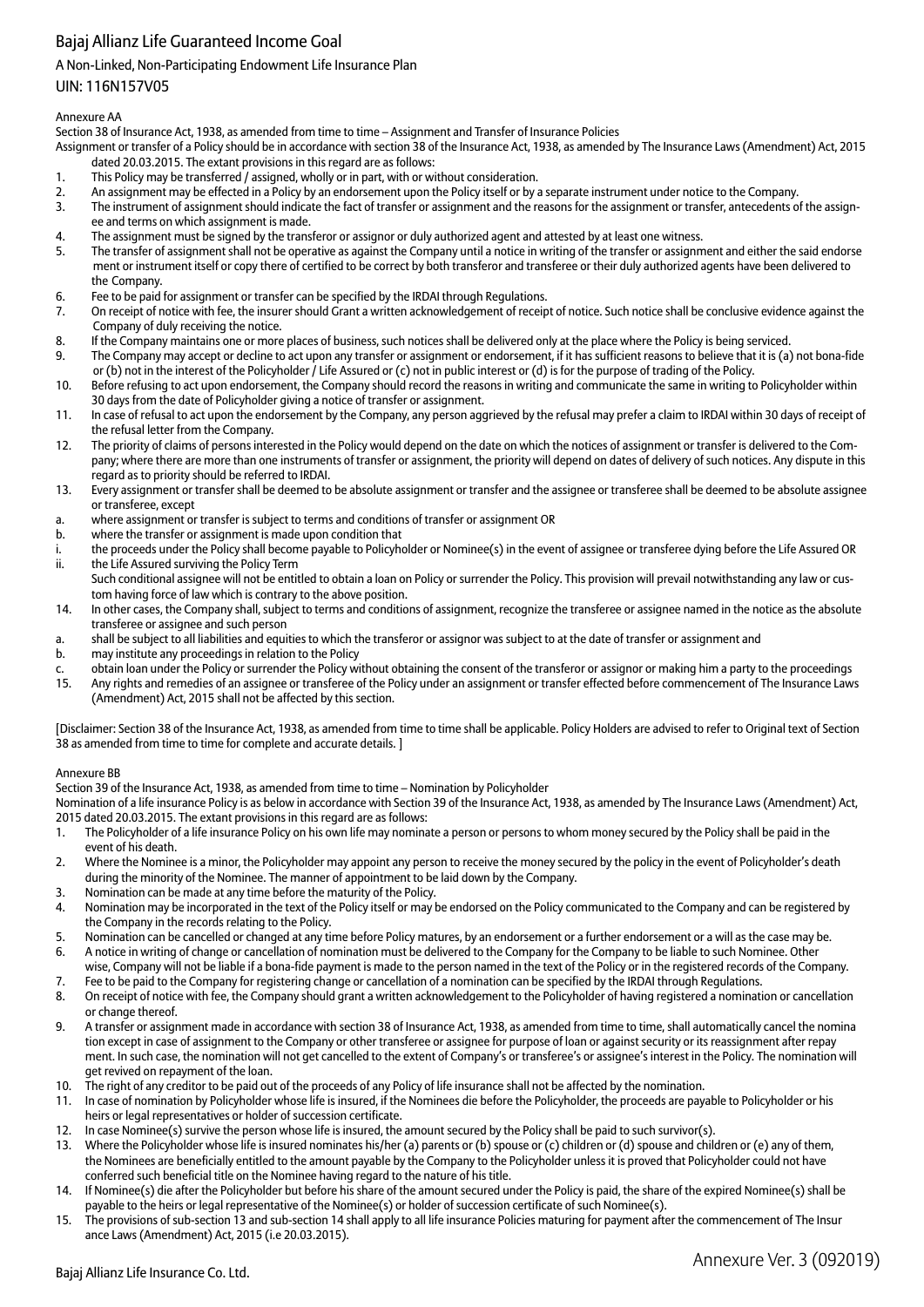# Bajaj Allianz Life Guaranteed Income Goal

A Non-Linked, Non-Participating Endowment Life Insurance Plan

UIN: 116N157V05

## Annexure AA

Section 38 of Insurance Act, 1938, as amended from time to time – Assignment and Transfer of Insurance Policies

Assignment or transfer of a Policy should be in accordance with section 38 of the Insurance Act, 1938, as amended by The Insurance Laws (Amendment) Act, 2015 dated 20.03.2015. The extant provisions in this regard are as follows:

1. This Policy may be transferred / assigned, wholly or in part, with or without consideration.
2. An assignment may be effected in a Policy by an endorsement upon the Policy itself or by a separate instrument under notice to the Company.
3. The instrument of assignment should indicate the fact of transfer or assignment and the reasons for the assignment or transfer, antecedents of the assignee and terms on which assignment is made.
4. The assignment must be signed by the transferor or assignor or duly authorized agent and attested by at least one witness.
5. The transfer of assignment shall not be operative as against the Company until a notice in writing of the transfer or assignment and either the said endorsement or instrument itself or copy there of certified to be correct by both transferor and transferee or their duly authorized agents have been delivered to the Company.
6. Fee to be paid for assignment or transfer can be specified by the IRDAI through Regulations.
7. On receipt of notice with fee, the insurer should Grant a written acknowledgement of receipt of notice. Such notice shall be conclusive evidence against the Company of duly receiving the notice.
8. If the Company maintains one or more places of business, such notices shall be delivered only at the place where the Policy is being serviced.
9. The Company may accept or decline to act upon any transfer or assignment or endorsement, if it has sufficient reasons to believe that it is (a) not bona-fide or (b) not in the interest of the Policyholder / Life Assured or (c) not in public interest or (d) is for the purpose of trading of the Policy.
10. Before refusing to act upon endorsement, the Company should record the reasons in writing and communicate the same in writing to Policyholder within 30 days from the date of Policyholder giving a notice of transfer or assignment.
11. In case of refusal to act upon the endorsement by the Company, any person aggrieved by the refusal may prefer a claim to IRDAI within 30 days of receipt of the refusal letter from the Company.
12. The priority of claims of persons interested in the Policy would depend on the date on which the notices of assignment or transfer is delivered to the Company; where there are more than one instruments of transfer or assignment, the priority will depend on dates of delivery of such notices. Any dispute in this regard as to priority should be referred to IRDAI.
13. Every assignment or transfer shall be deemed to be absolute assignment or transfer and the assignee or transferee shall be deemed to be absolute assignee or transferee, except
   a. where assignment or transfer is subject to terms and conditions of transfer or assignment OR
   b. where the transfer or assignment is made upon condition that
      i. the proceeds under the Policy shall become payable to Policyholder or Nominee(s) in the event of assignee or transferee dying before the Life Assured OR
      ii. the Life Assured surviving the Policy Term

   Such conditional assignee will not be entitled to obtain a loan on Policy or surrender the Policy. This provision will prevail notwithstanding any law or custom having force of law which is contrary to the above position.
14. In other cases, the Company shall, subject to terms and conditions of assignment, recognize the transferee or assignee named in the notice as the absolute transferee or assignee and such person
   a. shall be subject to all liabilities and equities to which the transferor or assignor was subject to at the date of transfer or assignment and
   b. may institute any proceedings in relation to the Policy
   c. obtain loan under the Policy or surrender the Policy without obtaining the consent of the transferor or assignor or making him a party to the proceedings
15. Any rights and remedies of an assignee or transferee of the Policy under an assignment or transfer effected before commencement of The Insurance Laws (Amendment) Act, 2015 shall not be affected by this section.

[Disclaimer: Section 38 of the Insurance Act, 1938, as amended from time to time shall be applicable. Policy Holders are advised to refer to Original text of Section 38 as amended from time to time for complete and accurate details. ]

## Annexure BB

Section 39 of the Insurance Act, 1938, as amended from time to time – Nomination by Policyholder

Nomination of a life insurance Policy is as below in accordance with Section 39 of the Insurance Act, 1938, as amended by The Insurance Laws (Amendment) Act, 2015 dated 20.03.2015. The extant provisions in this regard are as follows:

1. The Policyholder of a life insurance Policy on his own life may nominate a person or persons to whom money secured by the Policy shall be paid in the event of his death.
2. Where the Nominee is a minor, the Policyholder may appoint any person to receive the money secured by the policy in the event of Policyholder's death during the minority of the Nominee. The manner of appointment to be laid down by the Company.
3. Nomination can be made at any time before the maturity of the Policy.
4. Nomination may be incorporated in the text of the Policy itself or may be endorsed on the Policy communicated to the Company and can be registered by the Company in the records relating to the Policy.
5. Nomination can be cancelled or changed at any time before Policy matures, by an endorsement or a further endorsement or a will as the case may be.
6. A notice in writing of change or cancellation of nomination must be delivered to the Company for the Company to be liable to such Nominee. Otherwise, Company will not be liable if a bona-fide payment is made to the person named in the text of the Policy or in the registered records of the Company.
7. Fee to be paid to the Company for registering change or cancellation of a nomination can be specified by the IRDAI through Regulations.
8. On receipt of notice with fee, the Company should grant a written acknowledgement to the Policyholder of having registered a nomination or cancellation or change thereof.
9. A transfer or assignment made in accordance with section 38 of Insurance Act, 1938, as amended from time to time, shall automatically cancel the nomination except in case of assignment to the Company or other transferee or assignee for purpose of loan or against security or its reassignment after repayment. In such case, the nomination will not get cancelled to the extent of Company's or transferee's or assignee's interest in the Policy. The nomination will get revived on repayment of the loan.
10. The right of any creditor to be paid out of the proceeds of any Policy of life insurance shall not be affected by the nomination.
11. In case of nomination by Policyholder whose life is insured, if the Nominees die before the Policyholder, the proceeds are payable to Policyholder or his heirs or legal representatives or holder of succession certificate.
12. In case Nominee(s) survive the person whose life is insured, the amount secured by the Policy shall be paid to such survivor(s).
13. Where the Policyholder whose life is insured nominates his/her (a) parents or (b) spouse or (c) children or (d) spouse and children or (e) any of them, the Nominees are beneficially entitled to the amount payable by the Company to the Policyholder unless it is proved that Policyholder could not have conferred such beneficial title on the Nominee having regard to the nature of his title.
14. If Nominee(s) die after the Policyholder but before his share of the amount secured under the Policy is paid, the share of the expired Nominee(s) shall be payable to the heirs or legal representative of the Nominee(s) or holder of succession certificate of such Nominee(s).
15. The provisions of sub-section 13 and sub-section 14 shall apply to all life insurance Policies maturing for payment after the commencement of The Insurance Laws (Amendment) Act, 2015 (i.e 20.03.2015).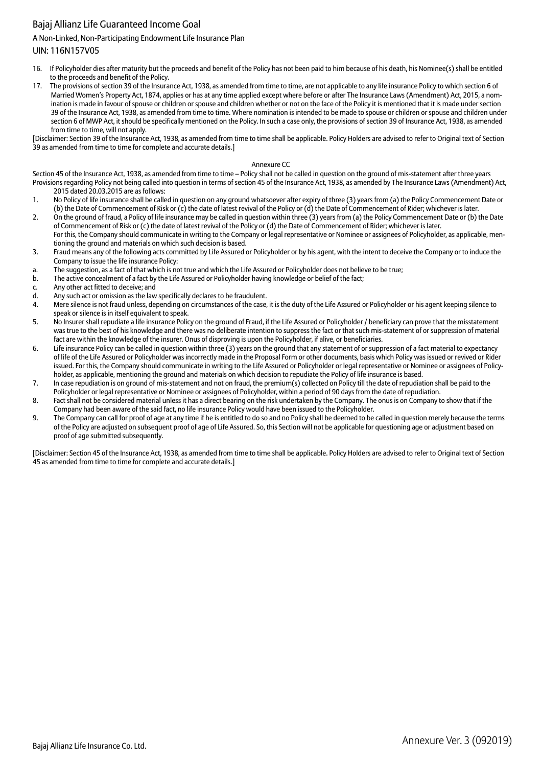16. If Policyholder dies after maturity but the proceeds and benefit of the Policy has not been paid to him because of his death, his Nominee(s) shall be entitled to the proceeds and benefit of the Policy.
17. The provisions of section 39 of the Insurance Act, 1938, as amended from time to time, are not applicable to any life insurance Policy to which section 6 of Married Women's Property Act, 1874, applies or has at any time applied except where before or after The Insurance Laws (Amendment) Act, 2015, a nomination is made in favour of spouse or children or spouse and children whether or not on the face of the Policy it is mentioned that it is made under section 39 of the Insurance Act, 1938, as amended from time to time. Where nomination is intended to be made to spouse or children or spouse and children under section 6 of MWP Act, it should be specifically mentioned on the Policy. In such a case only, the provisions of section 39 of Insurance Act, 1938, as amended from time to time, will not apply.

[Disclaimer: Section 39 of the Insurance Act, 1938, as amended from time to time shall be applicable. Policy Holders are advised to refer to Original text of Section 39 as amended from time to time for complete and accurate details.]

## Annexure CC

Section 45 of the Insurance Act, 1938, as amended from time to time – Policy shall not be called in question on the ground of mis-statement after three years

Provisions regarding Policy not being called into question in terms of section 45 of the Insurance Act, 1938, as amended by The Insurance Laws (Amendment) Act, 2015 dated 20.03.2015 are as follows:

1. No Policy of life insurance shall be called in question on any ground whatsoever after expiry of three (3) years from (a) the Policy Commencement Date or (b) the Date of Commencement of Risk or (c) the date of latest revival of the Policy or (d) the Date of Commencement of Rider; whichever is later.
2. On the ground of fraud, a Policy of life insurance may be called in question within three (3) years from (a) the Policy Commencement Date or (b) the Date of Commencement of Risk or (c) the date of latest revival of the Policy or (d) the Date of Commencement of Rider; whichever is later.
   For this, the Company should communicate in writing to the Company or legal representative or Nominee or assignees of Policyholder, as applicable, mentioning the ground and materials on which such decision is based.
3. Fraud means any of the following acts committed by Life Assured or Policyholder or by his agent, with the intent to deceive the Company or to induce the Company to issue the life insurance Policy:

a. The suggestion, as a fact of that which is not true and which the Life Assured or Policyholder does not believe to be true;
b. The active concealment of a fact by the Life Assured or Policyholder having knowledge or belief of the fact;
c. Any other act fitted to deceive; and
d. Any such act or omission as the law specifically declares to be fraudulent.

4. Mere silence is not fraud unless, depending on circumstances of the case, it is the duty of the Life Assured or Policyholder or his agent keeping silence to speak or silence is in itself equivalent to speak.
5. No Insurer shall repudiate a life insurance Policy on the ground of Fraud, if the Life Assured or Policyholder / beneficiary can prove that the misstatement was true to the best of his knowledge and there was no deliberate intention to suppress the fact or that such mis-statement of or suppression of material fact are within the knowledge of the insurer. Onus of disproving is upon the Policyholder, if alive, or beneficiaries.
6. Life insurance Policy can be called in question within three (3) years on the ground that any statement of or suppression of a fact material to expectancy of life of the Life Assured or Policyholder was incorrectly made in the Proposal Form or other documents, basis which Policy was issued or revived or Rider issued. For this, the Company should communicate in writing to the Life Assured or Policyholder or legal representative or Nominee or assignees of Policyholder, as applicable, mentioning the ground and materials on which decision to repudiate the Policy of life insurance is based.
7. In case repudiation is on ground of mis-statement and not on fraud, the premium(s) collected on Policy till the date of repudiation shall be paid to the Policyholder or legal representative or Nominee or assignees of Policyholder, within a period of 90 days from the date of repudiation.
8. Fact shall not be considered material unless it has a direct bearing on the risk undertaken by the Company. The onus is on Company to show that if the Company had been aware of the said fact, no life insurance Policy would have been issued to the Policyholder.
9. The Company can call for proof of age at any time if he is entitled to do so and no Policy shall be deemed to be called in question merely because the terms of the Policy are adjusted on subsequent proof of age of Life Assured. So, this Section will not be applicable for questioning age or adjustment based on proof of age submitted subsequently.

[Disclaimer: Section 45 of the Insurance Act, 1938, as amended from time to time shall be applicable. Policy Holders are advised to refer to Original text of Section 45 as amended from time to time for complete and accurate details.]

Annexure Ver. 3 (092019)